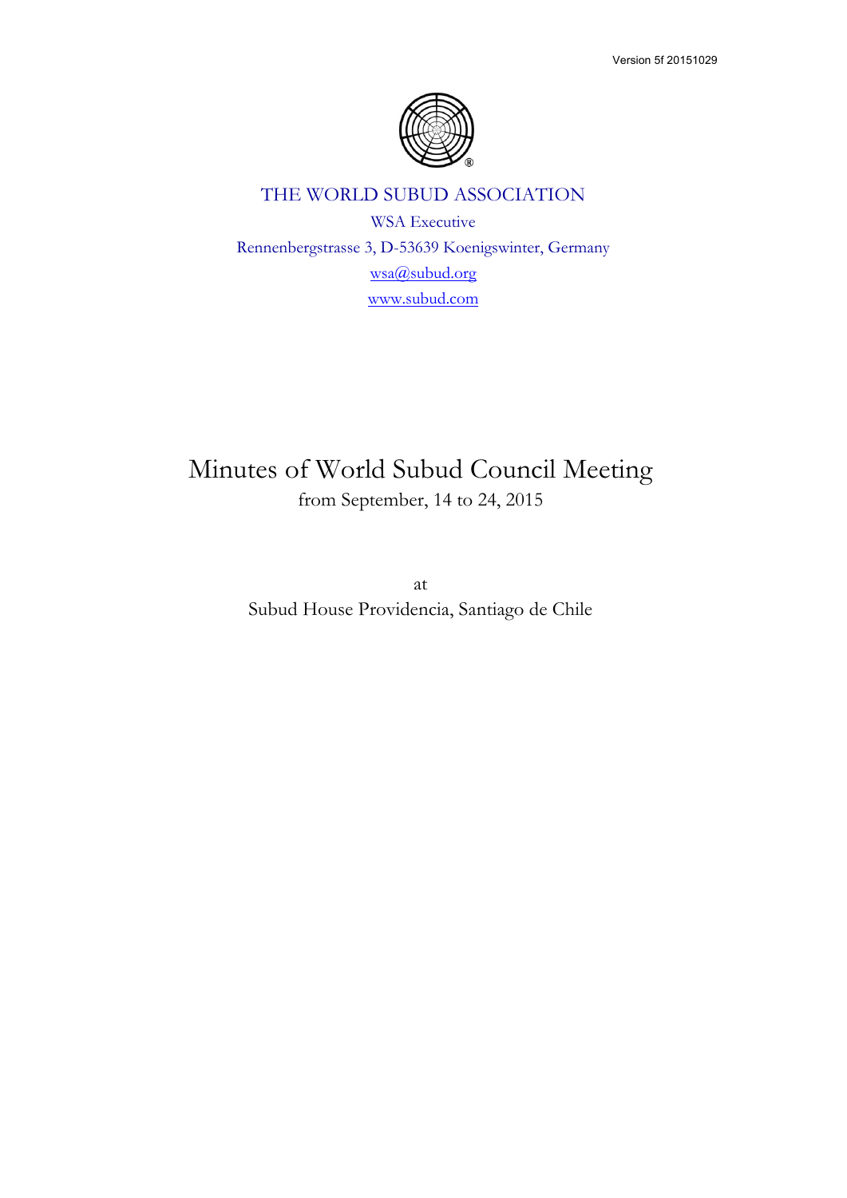Version 5f 20151029

THE WORLD SUBUD ASSOCIATION

WSA Executive

Rennenbergstrasse 3, D-53639 Koenigswinter, Germany

wsa@subud.org

www.subud.com

# Minutes of World Subud Council Meeting

from September, 14 to 24, 2015

at

Subud House Providencia, Santiago de Chile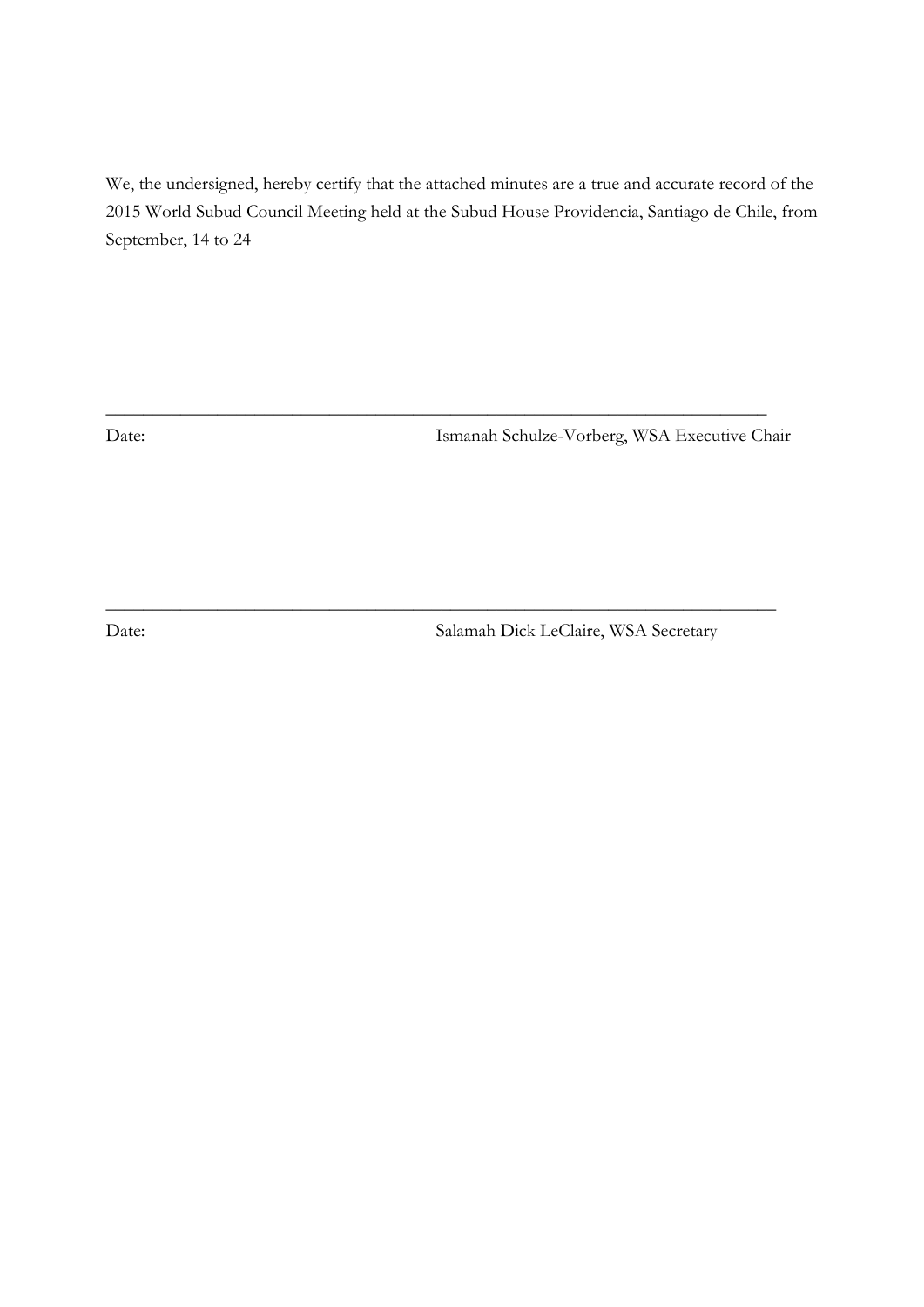We, the undersigned, hereby certify that the attached minutes are a true and accurate record of the 2015 World Subud Council Meeting held at the Subud House Providencia, Santiago de Chile, from September, 14 to 24

\_\_\_\_\_\_\_\_\_\_\_\_\_\_\_\_\_\_\_\_\_\_\_\_\_\_\_\_\_\_\_\_\_\_\_\_\_\_\_\_\_\_\_\_\_\_\_\_\_\_\_\_\_\_\_\_\_\_\_\_\_\_\_\_\_\_\_\_\_\_

Date: Ismanah Schulze-Vorberg, WSA Executive Chair

\_\_\_\_\_\_\_\_\_\_\_\_\_\_\_\_\_\_\_\_\_\_\_\_\_\_\_\_\_\_\_\_\_\_\_\_\_\_\_\_\_\_\_\_\_\_\_\_\_\_\_\_\_\_\_\_\_\_\_\_\_\_\_\_\_\_\_\_\_\_

Date: Salamah Dick LeClaire, WSA Secretary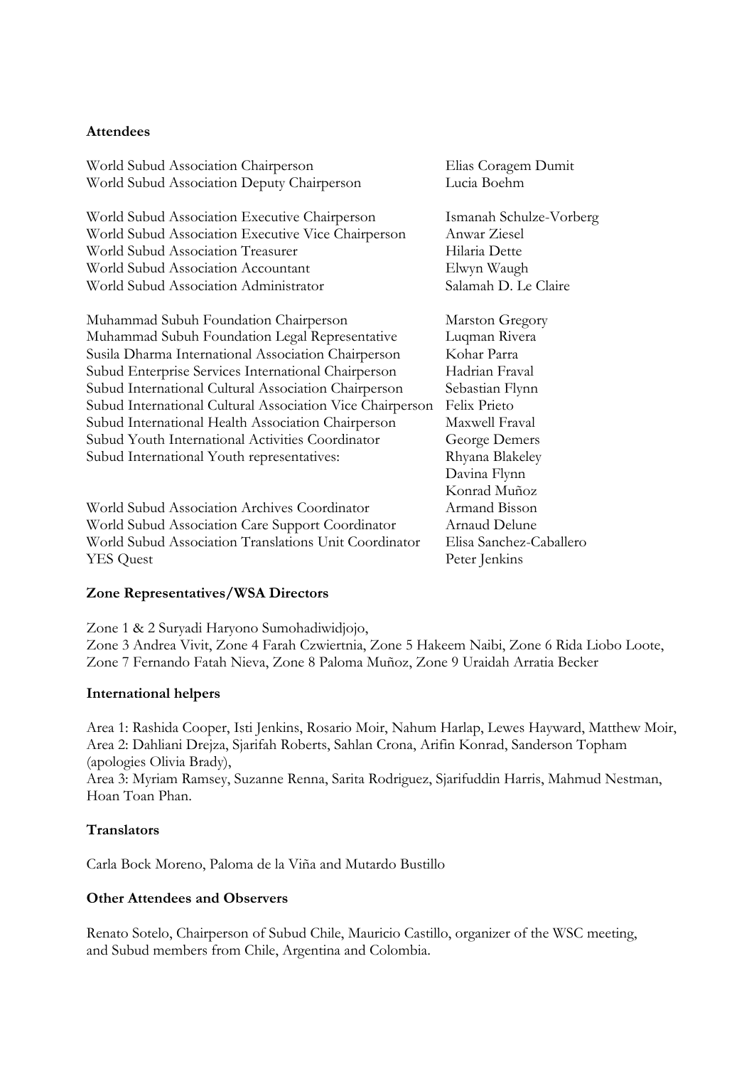**Attendees**

| | |
|---|---|
| World Subud Association Chairperson | Elias Coragem Dumit |
| World Subud Association Deputy Chairperson | Lucia Boehm |
| | |
| World Subud Association Executive Chairperson | Ismanah Schulze-Vorberg |
| World Subud Association Executive Vice Chairperson | Anwar Ziesel |
| World Subud Association Treasurer | Hilaria Dette |
| World Subud Association Accountant | Elwyn Waugh |
| World Subud Association Administrator | Salamah D. Le Claire |
| | |
| Muhammad Subuh Foundation Chairperson | Marston Gregory |
| Muhammad Subuh Foundation Legal Representative | Luqman Rivera |
| Susila Dharma International Association Chairperson | Kohar Parra |
| Subud Enterprise Services International Chairperson | Hadrian Fraval |
| Subud International Cultural Association Chairperson | Sebastian Flynn |
| Subud International Cultural Association Vice Chairperson | Felix Prieto |
| Subud International Health Association Chairperson | Maxwell Fraval |
| Subud Youth International Activities Coordinator | George Demers |
| Subud International Youth representatives: | Rhyana Blakeley |
| | Davina Flynn |
| | Konrad Muñoz |
| World Subud Association Archives Coordinator | Armand Bisson |
| World Subud Association Care Support Coordinator | Arnaud Delune |
| World Subud Association Translations Unit Coordinator | Elisa Sanchez-Caballero |
| YES Quest | Peter Jenkins |

**Zone Representatives/WSA Directors**

Zone 1 & 2 Suryadi Haryono Sumohadiwidjojo,
Zone 3 Andrea Vivit, Zone 4 Farah Czwiertnia, Zone 5 Hakeem Naibi, Zone 6 Rida Liobo Loote, Zone 7 Fernando Fatah Nieva, Zone 8 Paloma Muñoz, Zone 9 Uraidah Arratia Becker

**International helpers**

Area 1: Rashida Cooper, Isti Jenkins, Rosario Moir, Nahum Harlap, Lewes Hayward, Matthew Moir,
Area 2: Dahliani Drejza, Sjarifah Roberts, Sahlan Crona, Arifin Konrad, Sanderson Topham (apologies Olivia Brady),
Area 3: Myriam Ramsey, Suzanne Renna, Sarita Rodriguez, Sjarifuddin Harris, Mahmud Nestman, Hoan Toan Phan.

**Translators**

Carla Bock Moreno, Paloma de la Viña and Mutardo Bustillo

**Other Attendees and Observers**

Renato Sotelo, Chairperson of Subud Chile, Mauricio Castillo, organizer of the WSC meeting, and Subud members from Chile, Argentina and Colombia.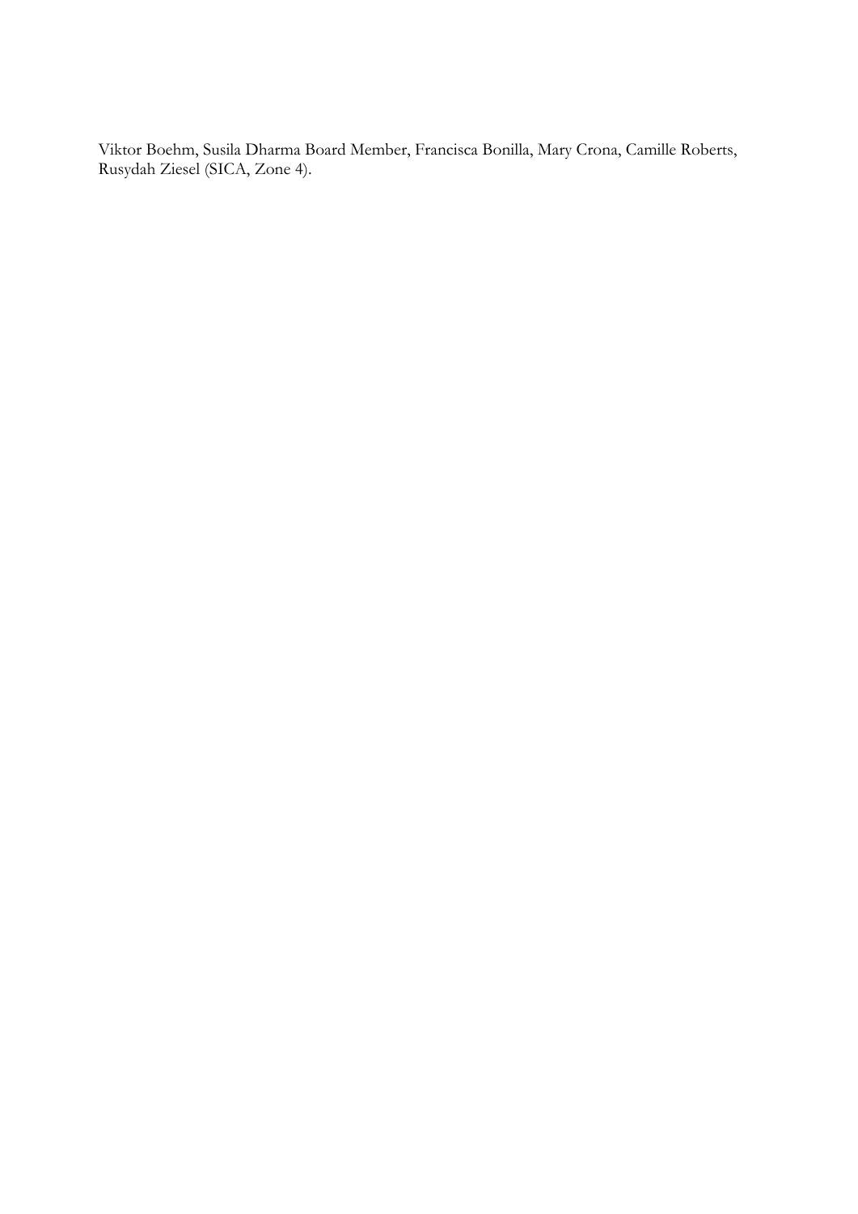Viktor Boehm, Susila Dharma Board Member, Francisca Bonilla, Mary Crona, Camille Roberts, Rusydah Ziesel (SICA, Zone 4).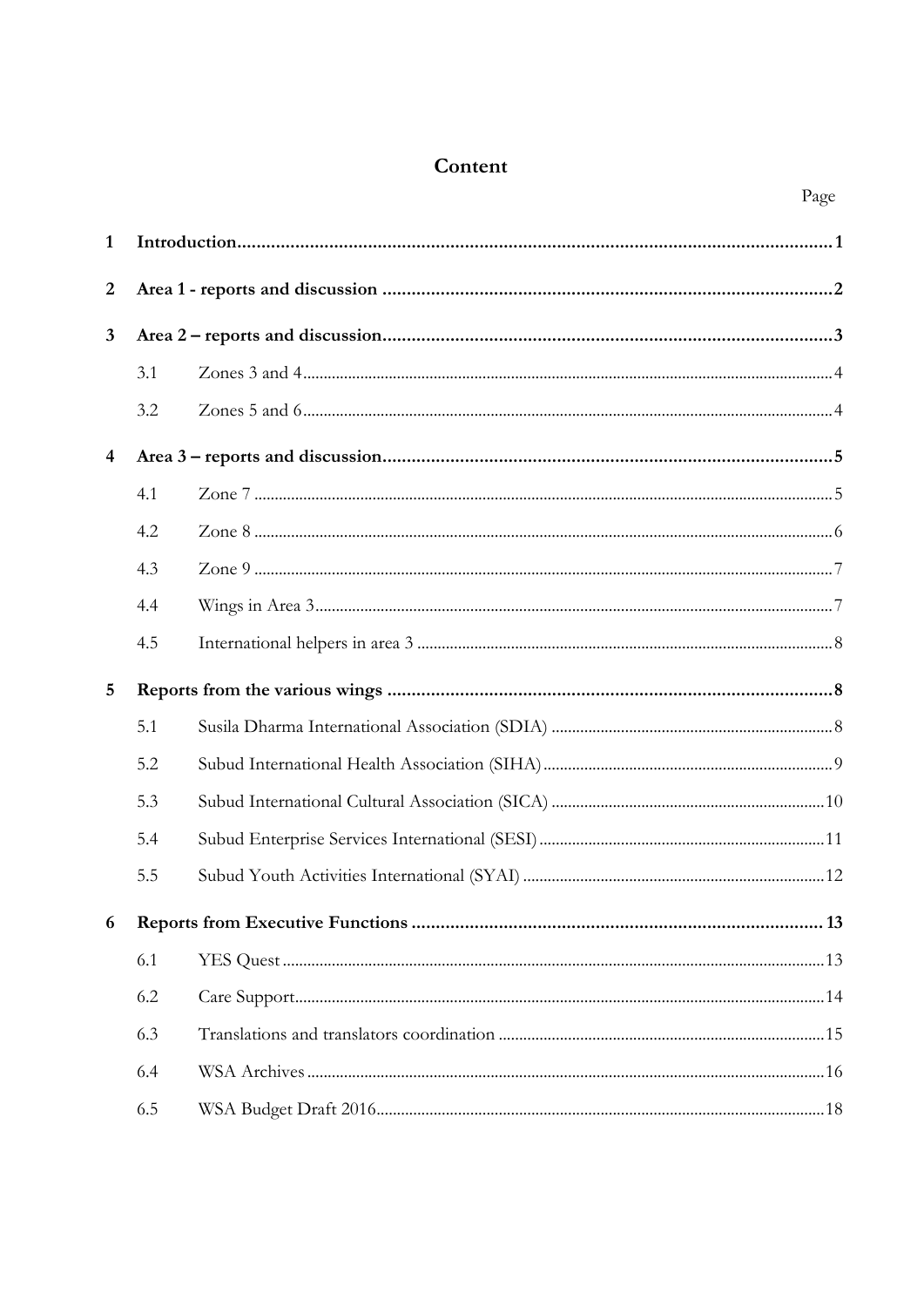# Content

Page

| | | | |
|---|---|---|---|
| **1** | **Introduction** | | **1** |
| **2** | **Area 1 - reports and discussion** | | **2** |
| **3** | **Area 2 – reports and discussion** | | **3** |
| | 3.1 | Zones 3 and 4 | 4 |
| | 3.2 | Zones 5 and 6 | 4 |
| **4** | **Area 3 – reports and discussion** | | **5** |
| | 4.1 | Zone 7 | 5 |
| | 4.2 | Zone 8 | 6 |
| | 4.3 | Zone 9 | 7 |
| | 4.4 | Wings in Area 3 | 7 |
| | 4.5 | International helpers in area 3 | 8 |
| **5** | **Reports from the various wings** | | **8** |
| | 5.1 | Susila Dharma International Association (SDIA) | 8 |
| | 5.2 | Subud International Health Association (SIHA) | 9 |
| | 5.3 | Subud International Cultural Association (SICA) | 10 |
| | 5.4 | Subud Enterprise Services International (SESI) | 11 |
| | 5.5 | Subud Youth Activities International (SYAI) | 12 |
| **6** | **Reports from Executive Functions** | | **13** |
| | 6.1 | YES Quest | 13 |
| | 6.2 | Care Support | 14 |
| | 6.3 | Translations and translators coordination | 15 |
| | 6.4 | WSA Archives | 16 |
| | 6.5 | WSA Budget Draft 2016 | 18 |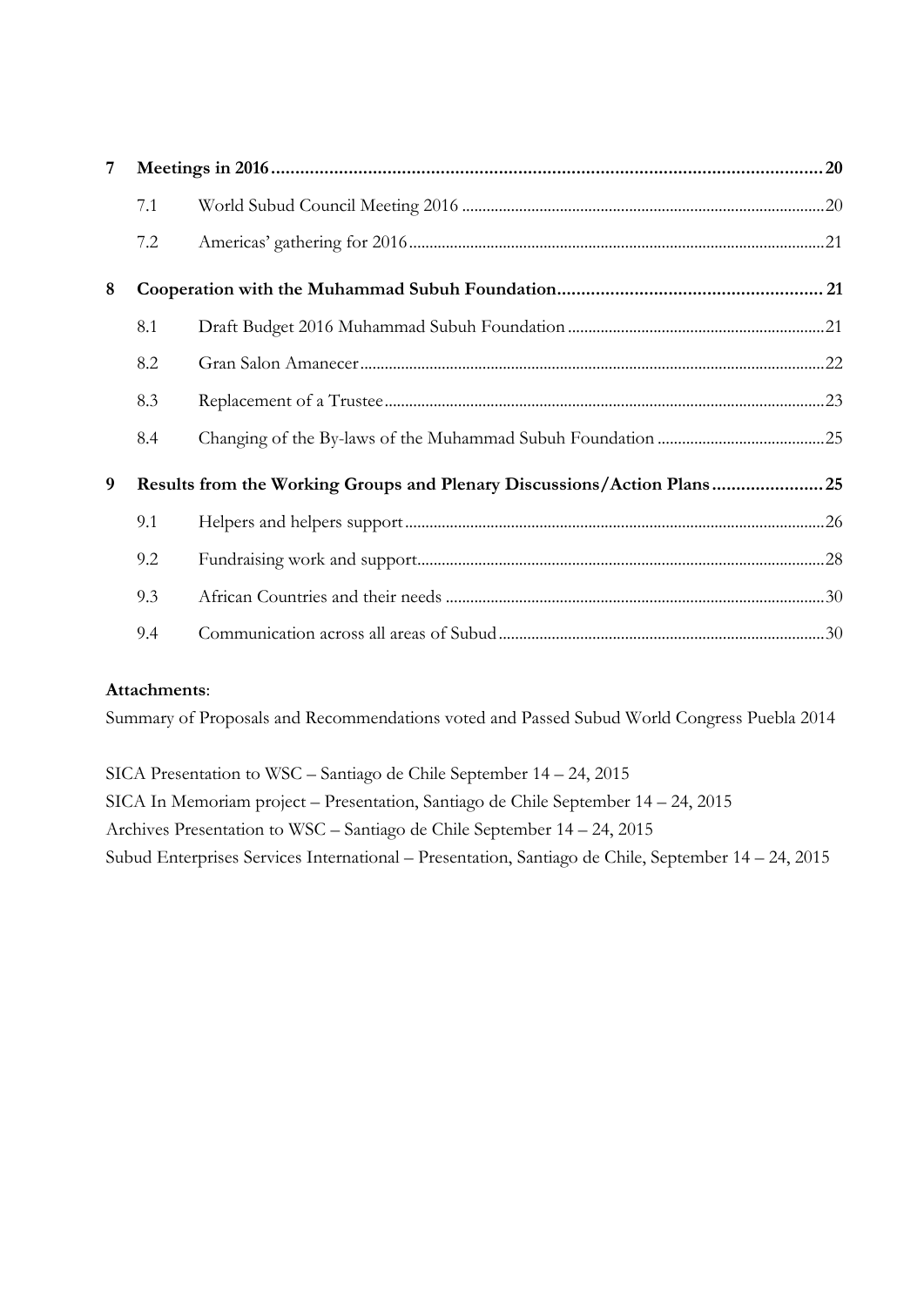| | | | |
|---|---|---|---|
| **7** | **Meetings in 2016** | | **20** |
| | 7.1 | World Subud Council Meeting 2016 | 20 |
| | 7.2 | Americas' gathering for 2016 | 21 |
| **8** | **Cooperation with the Muhammad Subuh Foundation** | | **21** |
| | 8.1 | Draft Budget 2016 Muhammad Subuh Foundation | 21 |
| | 8.2 | Gran Salon Amanecer | 22 |
| | 8.3 | Replacement of a Trustee | 23 |
| | 8.4 | Changing of the By-laws of the Muhammad Subuh Foundation | 25 |
| **9** | **Results from the Working Groups and Plenary Discussions/Action Plans** | | **25** |
| | 9.1 | Helpers and helpers support | 26 |
| | 9.2 | Fundraising work and support | 28 |
| | 9.3 | African Countries and their needs | 30 |
| | 9.4 | Communication across all areas of Subud | 30 |

**Attachments**:

Summary of Proposals and Recommendations voted and Passed Subud World Congress Puebla 2014

SICA Presentation to WSC – Santiago de Chile September 14 – 24, 2015

SICA In Memoriam project – Presentation, Santiago de Chile September 14 – 24, 2015

Archives Presentation to WSC – Santiago de Chile September 14 – 24, 2015

Subud Enterprises Services International – Presentation, Santiago de Chile, September 14 – 24, 2015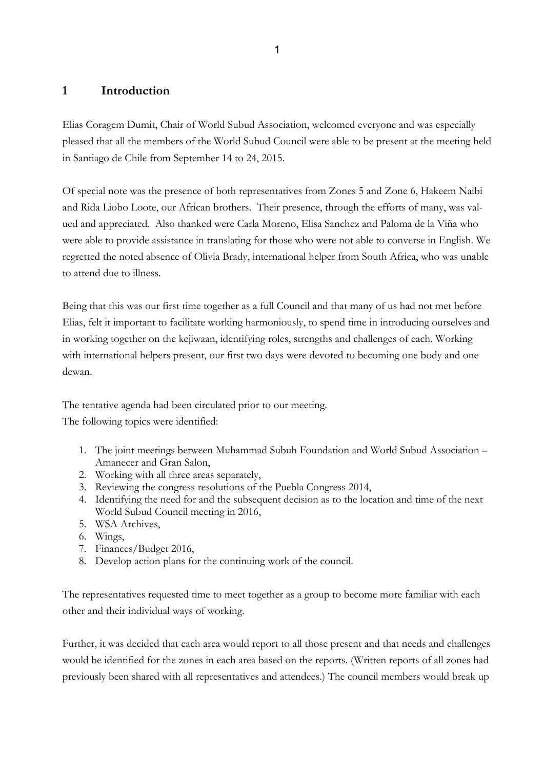# 1 Introduction

Elias Coragem Dumit, Chair of World Subud Association, welcomed everyone and was especially pleased that all the members of the World Subud Council were able to be present at the meeting held in Santiago de Chile from September 14 to 24, 2015.

Of special note was the presence of both representatives from Zones 5 and Zone 6, Hakeem Naibi and Rida Liobo Loote, our African brothers. Their presence, through the efforts of many, was valued and appreciated. Also thanked were Carla Moreno, Elisa Sanchez and Paloma de la Viña who were able to provide assistance in translating for those who were not able to converse in English. We regretted the noted absence of Olivia Brady, international helper from South Africa, who was unable to attend due to illness.

Being that this was our first time together as a full Council and that many of us had not met before Elias, felt it important to facilitate working harmoniously, to spend time in introducing ourselves and in working together on the kejiwaan, identifying roles, strengths and challenges of each. Working with international helpers present, our first two days were devoted to becoming one body and one dewan.

The tentative agenda had been circulated prior to our meeting.
The following topics were identified:

1. The joint meetings between Muhammad Subuh Foundation and World Subud Association – Amanecer and Gran Salon,
2. Working with all three areas separately,
3. Reviewing the congress resolutions of the Puebla Congress 2014,
4. Identifying the need for and the subsequent decision as to the location and time of the next World Subud Council meeting in 2016,
5. WSA Archives,
6. Wings,
7. Finances/Budget 2016,
8. Develop action plans for the continuing work of the council.

The representatives requested time to meet together as a group to become more familiar with each other and their individual ways of working.

Further, it was decided that each area would report to all those present and that needs and challenges would be identified for the zones in each area based on the reports. (Written reports of all zones had previously been shared with all representatives and attendees.) The council members would break up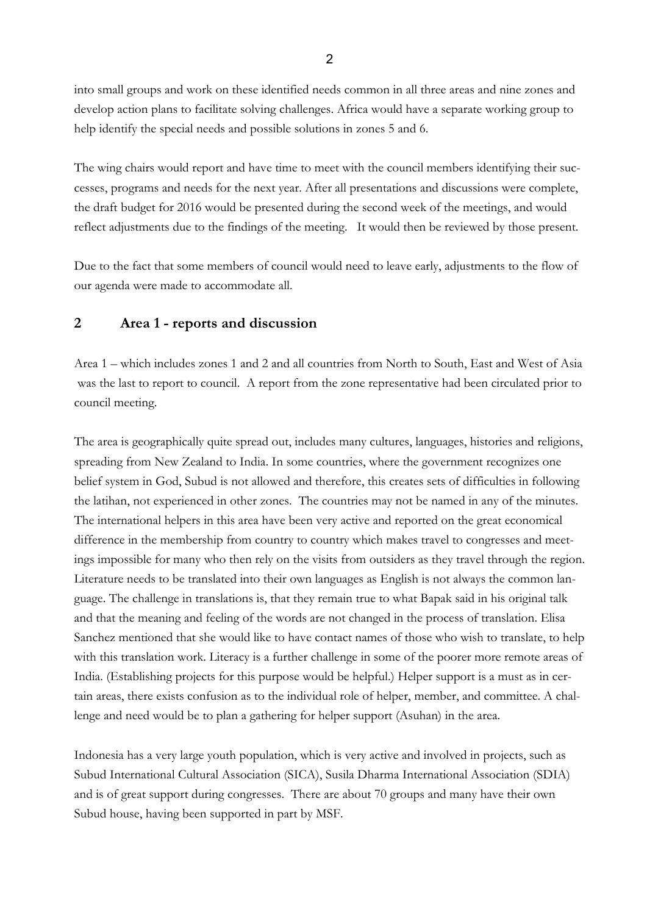into small groups and work on these identified needs common in all three areas and nine zones and develop action plans to facilitate solving challenges. Africa would have a separate working group to help identify the special needs and possible solutions in zones 5 and 6.

The wing chairs would report and have time to meet with the council members identifying their successes, programs and needs for the next year. After all presentations and discussions were complete, the draft budget for 2016 would be presented during the second week of the meetings, and would reflect adjustments due to the findings of the meeting.   It would then be reviewed by those present.

Due to the fact that some members of council would need to leave early, adjustments to the flow of our agenda were made to accommodate all.

## 2 Area 1 - reports and discussion

Area 1 – which includes zones 1 and 2 and all countries from North to South, East and West of Asia was the last to report to council.  A report from the zone representative had been circulated prior to council meeting.

The area is geographically quite spread out, includes many cultures, languages, histories and religions, spreading from New Zealand to India. In some countries, where the government recognizes one belief system in God, Subud is not allowed and therefore, this creates sets of difficulties in following the latihan, not experienced in other zones.  The countries may not be named in any of the minutes. The international helpers in this area have been very active and reported on the great economical difference in the membership from country to country which makes travel to congresses and meetings impossible for many who then rely on the visits from outsiders as they travel through the region. Literature needs to be translated into their own languages as English is not always the common language. The challenge in translations is, that they remain true to what Bapak said in his original talk and that the meaning and feeling of the words are not changed in the process of translation. Elisa Sanchez mentioned that she would like to have contact names of those who wish to translate, to help with this translation work. Literacy is a further challenge in some of the poorer more remote areas of India. (Establishing projects for this purpose would be helpful.) Helper support is a must as in certain areas, there exists confusion as to the individual role of helper, member, and committee. A challenge and need would be to plan a gathering for helper support (Asuhan) in the area.

Indonesia has a very large youth population, which is very active and involved in projects, such as Subud International Cultural Association (SICA), Susila Dharma International Association (SDIA) and is of great support during congresses.  There are about 70 groups and many have their own Subud house, having been supported in part by MSF.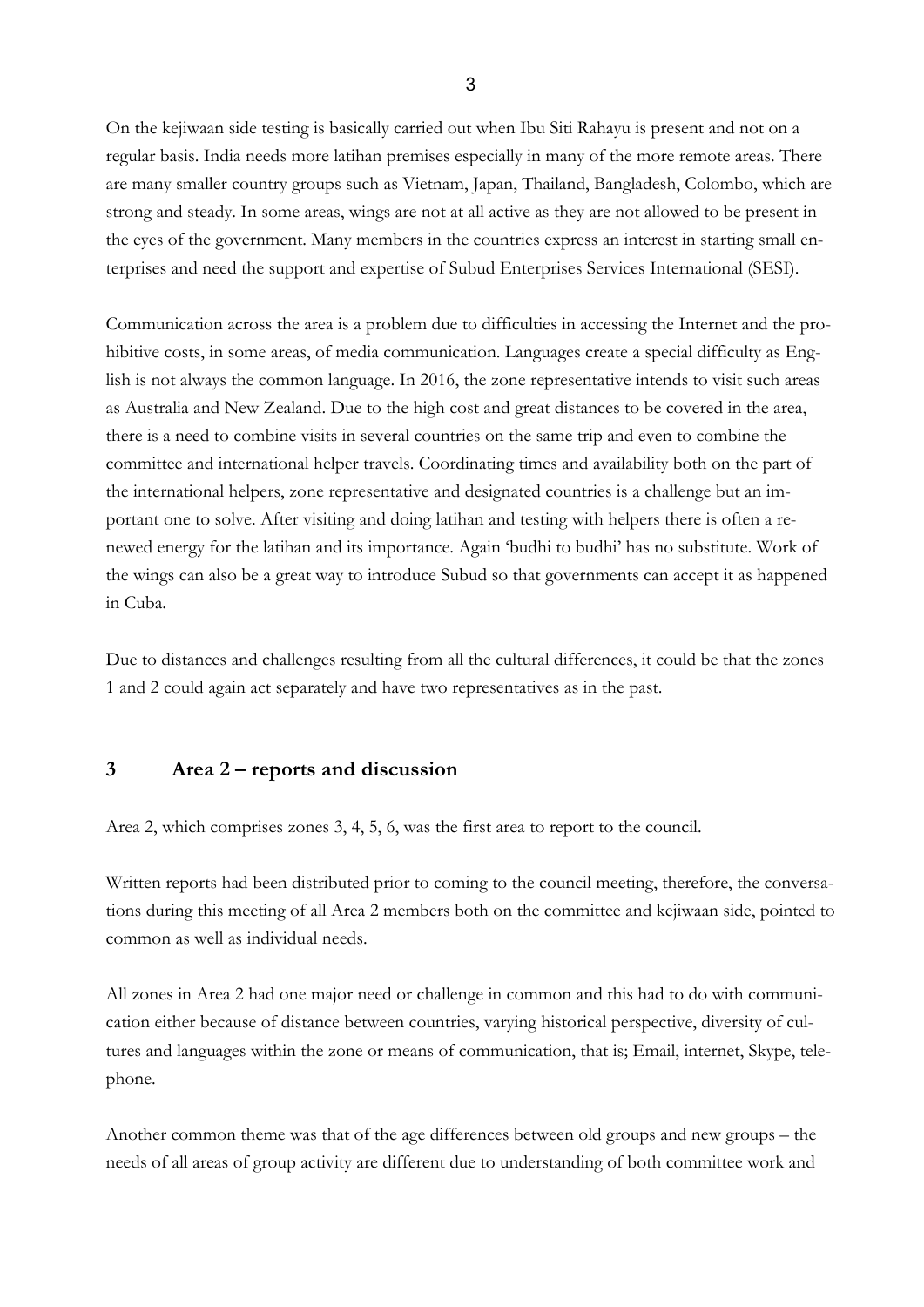On the kejiwaan side testing is basically carried out when Ibu Siti Rahayu is present and not on a regular basis. India needs more latihan premises especially in many of the more remote areas. There are many smaller country groups such as Vietnam, Japan, Thailand, Bangladesh, Colombo, which are strong and steady. In some areas, wings are not at all active as they are not allowed to be present in the eyes of the government. Many members in the countries express an interest in starting small enterprises and need the support and expertise of Subud Enterprises Services International (SESI).

Communication across the area is a problem due to difficulties in accessing the Internet and the prohibitive costs, in some areas, of media communication. Languages create a special difficulty as English is not always the common language. In 2016, the zone representative intends to visit such areas as Australia and New Zealand. Due to the high cost and great distances to be covered in the area, there is a need to combine visits in several countries on the same trip and even to combine the committee and international helper travels. Coordinating times and availability both on the part of the international helpers, zone representative and designated countries is a challenge but an important one to solve. After visiting and doing latihan and testing with helpers there is often a renewed energy for the latihan and its importance. Again 'budhi to budhi' has no substitute. Work of the wings can also be a great way to introduce Subud so that governments can accept it as happened in Cuba.

Due to distances and challenges resulting from all the cultural differences, it could be that the zones 1 and 2 could again act separately and have two representatives as in the past.

## 3 Area 2 – reports and discussion

Area 2, which comprises zones 3, 4, 5, 6, was the first area to report to the council.

Written reports had been distributed prior to coming to the council meeting, therefore, the conversations during this meeting of all Area 2 members both on the committee and kejiwaan side, pointed to common as well as individual needs.

All zones in Area 2 had one major need or challenge in common and this had to do with communication either because of distance between countries, varying historical perspective, diversity of cultures and languages within the zone or means of communication, that is; Email, internet, Skype, telephone.

Another common theme was that of the age differences between old groups and new groups – the needs of all areas of group activity are different due to understanding of both committee work and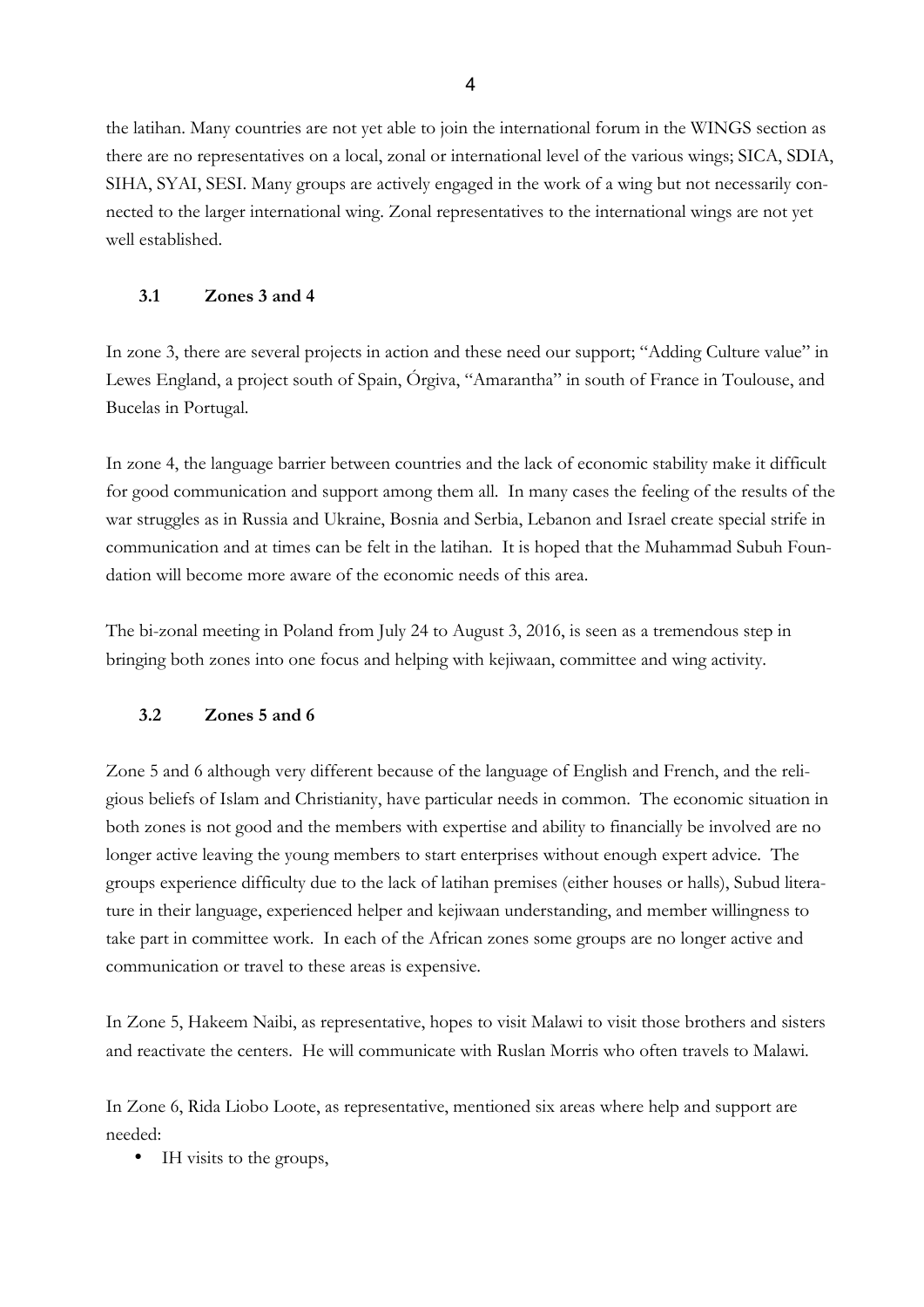the latihan. Many countries are not yet able to join the international forum in the WINGS section as there are no representatives on a local, zonal or international level of the various wings; SICA, SDIA, SIHA, SYAI, SESI. Many groups are actively engaged in the work of a wing but not necessarily connected to the larger international wing. Zonal representatives to the international wings are not yet well established.

### 3.1 Zones 3 and 4

In zone 3, there are several projects in action and these need our support; "Adding Culture value" in Lewes England, a project south of Spain, Órgiva, "Amarantha" in south of France in Toulouse, and Bucelas in Portugal.

In zone 4, the language barrier between countries and the lack of economic stability make it difficult for good communication and support among them all. In many cases the feeling of the results of the war struggles as in Russia and Ukraine, Bosnia and Serbia, Lebanon and Israel create special strife in communication and at times can be felt in the latihan. It is hoped that the Muhammad Subuh Foundation will become more aware of the economic needs of this area.

The bi-zonal meeting in Poland from July 24 to August 3, 2016, is seen as a tremendous step in bringing both zones into one focus and helping with kejiwaan, committee and wing activity.

### 3.2 Zones 5 and 6

Zone 5 and 6 although very different because of the language of English and French, and the religious beliefs of Islam and Christianity, have particular needs in common. The economic situation in both zones is not good and the members with expertise and ability to financially be involved are no longer active leaving the young members to start enterprises without enough expert advice. The groups experience difficulty due to the lack of latihan premises (either houses or halls), Subud literature in their language, experienced helper and kejiwaan understanding, and member willingness to take part in committee work. In each of the African zones some groups are no longer active and communication or travel to these areas is expensive.

In Zone 5, Hakeem Naibi, as representative, hopes to visit Malawi to visit those brothers and sisters and reactivate the centers. He will communicate with Ruslan Morris who often travels to Malawi.

In Zone 6, Rida Liobo Loote, as representative, mentioned six areas where help and support are needed:

- IH visits to the groups,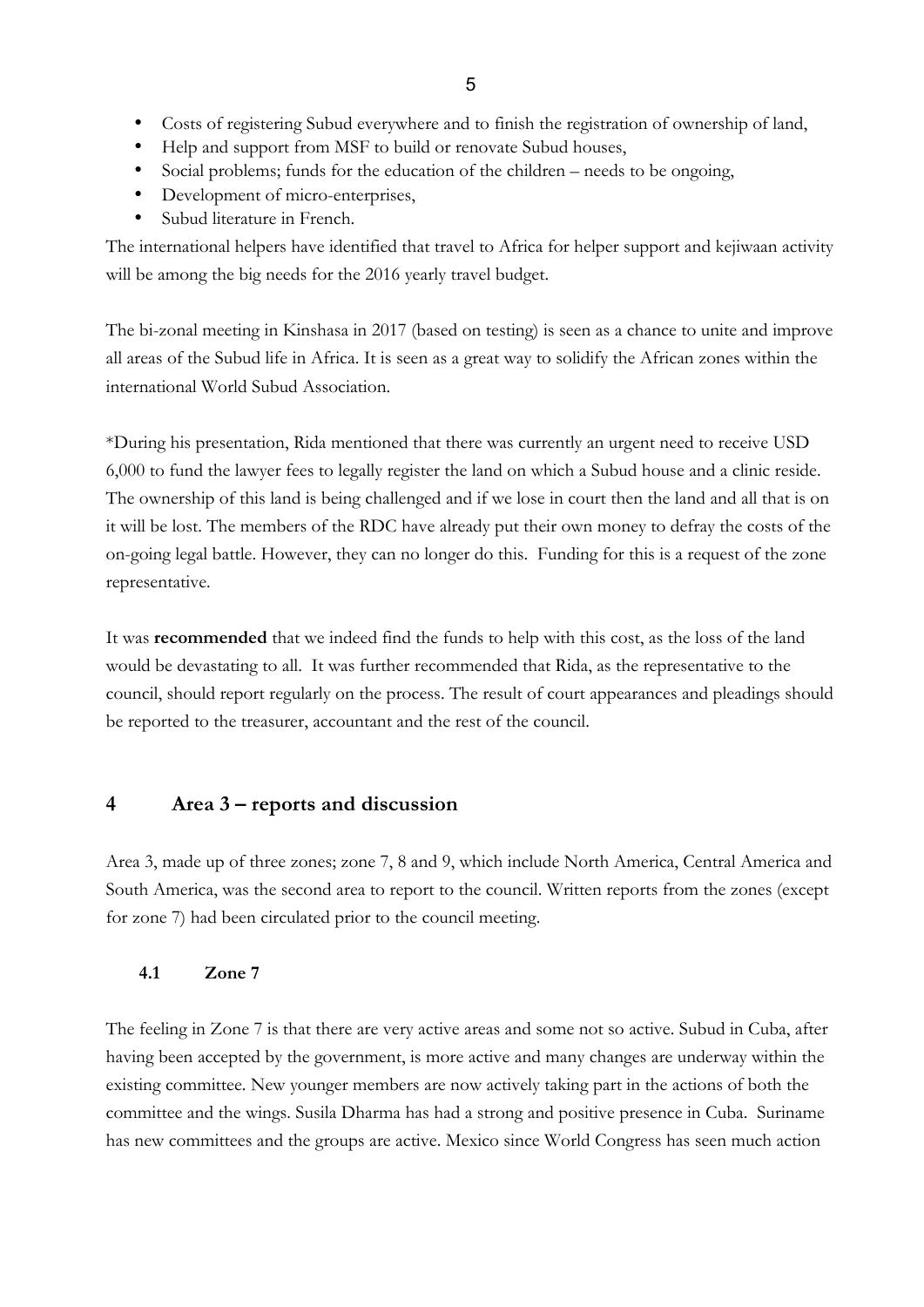- Costs of registering Subud everywhere and to finish the registration of ownership of land,
- Help and support from MSF to build or renovate Subud houses,
- Social problems; funds for the education of the children – needs to be ongoing,
- Development of micro-enterprises,
- Subud literature in French.

The international helpers have identified that travel to Africa for helper support and kejiwaan activity will be among the big needs for the 2016 yearly travel budget.

The bi-zonal meeting in Kinshasa in 2017 (based on testing) is seen as a chance to unite and improve all areas of the Subud life in Africa. It is seen as a great way to solidify the African zones within the international World Subud Association.

*During his presentation, Rida mentioned that there was currently an urgent need to receive USD 6,000 to fund the lawyer fees to legally register the land on which a Subud house and a clinic reside. The ownership of this land is being challenged and if we lose in court then the land and all that is on it will be lost. The members of the RDC have already put their own money to defray the costs of the on-going legal battle. However, they can no longer do this. Funding for this is a request of the zone representative.

It was **recommended** that we indeed find the funds to help with this cost, as the loss of the land would be devastating to all. It was further recommended that Rida, as the representative to the council, should report regularly on the process. The result of court appearances and pleadings should be reported to the treasurer, accountant and the rest of the council.

## 4 Area 3 – reports and discussion

Area 3, made up of three zones; zone 7, 8 and 9, which include North America, Central America and South America, was the second area to report to the council. Written reports from the zones (except for zone 7) had been circulated prior to the council meeting.

### 4.1 Zone 7

The feeling in Zone 7 is that there are very active areas and some not so active. Subud in Cuba, after having been accepted by the government, is more active and many changes are underway within the existing committee. New younger members are now actively taking part in the actions of both the committee and the wings. Susila Dharma has had a strong and positive presence in Cuba. Suriname has new committees and the groups are active. Mexico since World Congress has seen much action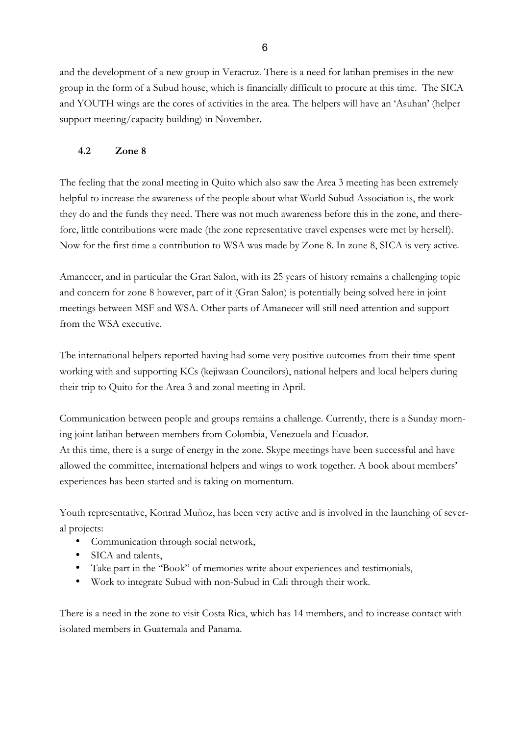and the development of a new group in Veracruz. There is a need for latihan premises in the new group in the form of a Subud house, which is financially difficult to procure at this time. The SICA and YOUTH wings are the cores of activities in the area. The helpers will have an 'Asuhan' (helper support meeting/capacity building) in November.

### 4.2 Zone 8

The feeling that the zonal meeting in Quito which also saw the Area 3 meeting has been extremely helpful to increase the awareness of the people about what World Subud Association is, the work they do and the funds they need. There was not much awareness before this in the zone, and therefore, little contributions were made (the zone representative travel expenses were met by herself). Now for the first time a contribution to WSA was made by Zone 8. In zone 8, SICA is very active.

Amanecer, and in particular the Gran Salon, with its 25 years of history remains a challenging topic and concern for zone 8 however, part of it (Gran Salon) is potentially being solved here in joint meetings between MSF and WSA. Other parts of Amanecer will still need attention and support from the WSA executive.

The international helpers reported having had some very positive outcomes from their time spent working with and supporting KCs (kejiwaan Councilors), national helpers and local helpers during their trip to Quito for the Area 3 and zonal meeting in April.

Communication between people and groups remains a challenge. Currently, there is a Sunday morning joint latihan between members from Colombia, Venezuela and Ecuador.
At this time, there is a surge of energy in the zone. Skype meetings have been successful and have allowed the committee, international helpers and wings to work together. A book about members' experiences has been started and is taking on momentum.

Youth representative, Konrad Muñoz, has been very active and is involved in the launching of several projects:

- Communication through social network,
- SICA and talents,
- Take part in the "Book" of memories write about experiences and testimonials,
- Work to integrate Subud with non-Subud in Cali through their work.

There is a need in the zone to visit Costa Rica, which has 14 members, and to increase contact with isolated members in Guatemala and Panama.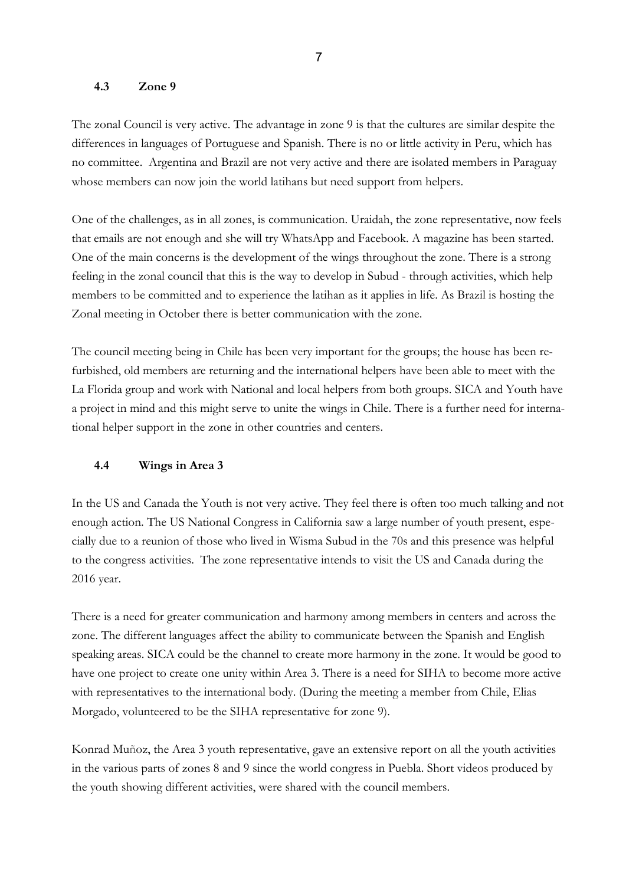### 4.3 Zone 9

The zonal Council is very active. The advantage in zone 9 is that the cultures are similar despite the differences in languages of Portuguese and Spanish. There is no or little activity in Peru, which has no committee. Argentina and Brazil are not very active and there are isolated members in Paraguay whose members can now join the world latihans but need support from helpers.

One of the challenges, as in all zones, is communication. Uraidah, the zone representative, now feels that emails are not enough and she will try WhatsApp and Facebook. A magazine has been started. One of the main concerns is the development of the wings throughout the zone. There is a strong feeling in the zonal council that this is the way to develop in Subud - through activities, which help members to be committed and to experience the latihan as it applies in life. As Brazil is hosting the Zonal meeting in October there is better communication with the zone.

The council meeting being in Chile has been very important for the groups; the house has been re-furbished, old members are returning and the international helpers have been able to meet with the La Florida group and work with National and local helpers from both groups. SICA and Youth have a project in mind and this might serve to unite the wings in Chile. There is a further need for international helper support in the zone in other countries and centers.

### 4.4 Wings in Area 3

In the US and Canada the Youth is not very active. They feel there is often too much talking and not enough action. The US National Congress in California saw a large number of youth present, especially due to a reunion of those who lived in Wisma Subud in the 70s and this presence was helpful to the congress activities. The zone representative intends to visit the US and Canada during the 2016 year.

There is a need for greater communication and harmony among members in centers and across the zone. The different languages affect the ability to communicate between the Spanish and English speaking areas. SICA could be the channel to create more harmony in the zone. It would be good to have one project to create one unity within Area 3. There is a need for SIHA to become more active with representatives to the international body. (During the meeting a member from Chile, Elias Morgado, volunteered to be the SIHA representative for zone 9).

Konrad Muñoz, the Area 3 youth representative, gave an extensive report on all the youth activities in the various parts of zones 8 and 9 since the world congress in Puebla. Short videos produced by the youth showing different activities, were shared with the council members.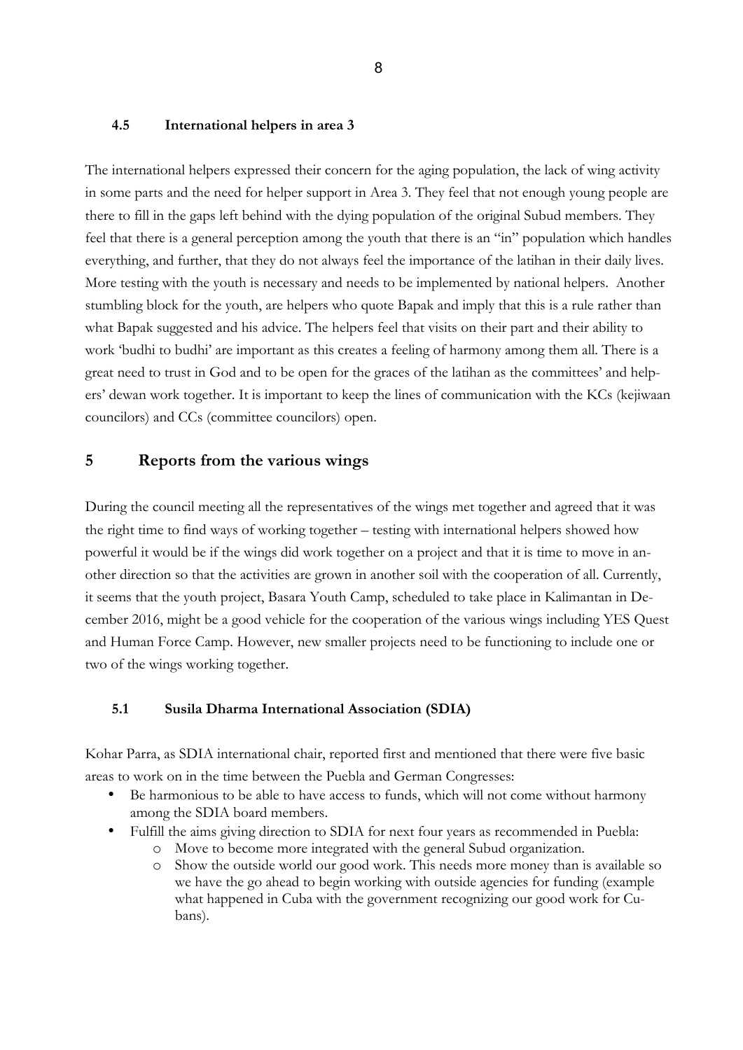### 4.5 International helpers in area 3

The international helpers expressed their concern for the aging population, the lack of wing activity in some parts and the need for helper support in Area 3. They feel that not enough young people are there to fill in the gaps left behind with the dying population of the original Subud members. They feel that there is a general perception among the youth that there is an "in" population which handles everything, and further, that they do not always feel the importance of the latihan in their daily lives. More testing with the youth is necessary and needs to be implemented by national helpers. Another stumbling block for the youth, are helpers who quote Bapak and imply that this is a rule rather than what Bapak suggested and his advice. The helpers feel that visits on their part and their ability to work 'budhi to budhi' are important as this creates a feeling of harmony among them all. There is a great need to trust in God and to be open for the graces of the latihan as the committees' and helpers' dewan work together. It is important to keep the lines of communication with the KCs (kejiwaan councilors) and CCs (committee councilors) open.

## 5 Reports from the various wings

During the council meeting all the representatives of the wings met together and agreed that it was the right time to find ways of working together – testing with international helpers showed how powerful it would be if the wings did work together on a project and that it is time to move in another direction so that the activities are grown in another soil with the cooperation of all. Currently, it seems that the youth project, Basara Youth Camp, scheduled to take place in Kalimantan in December 2016, might be a good vehicle for the cooperation of the various wings including YES Quest and Human Force Camp. However, new smaller projects need to be functioning to include one or two of the wings working together.

### 5.1 Susila Dharma International Association (SDIA)

Kohar Parra, as SDIA international chair, reported first and mentioned that there were five basic areas to work on in the time between the Puebla and German Congresses:

- Be harmonious to be able to have access to funds, which will not come without harmony among the SDIA board members.
- Fulfill the aims giving direction to SDIA for next four years as recommended in Puebla:
  - Move to become more integrated with the general Subud organization.
  - Show the outside world our good work. This needs more money than is available so we have the go ahead to begin working with outside agencies for funding (example what happened in Cuba with the government recognizing our good work for Cubans).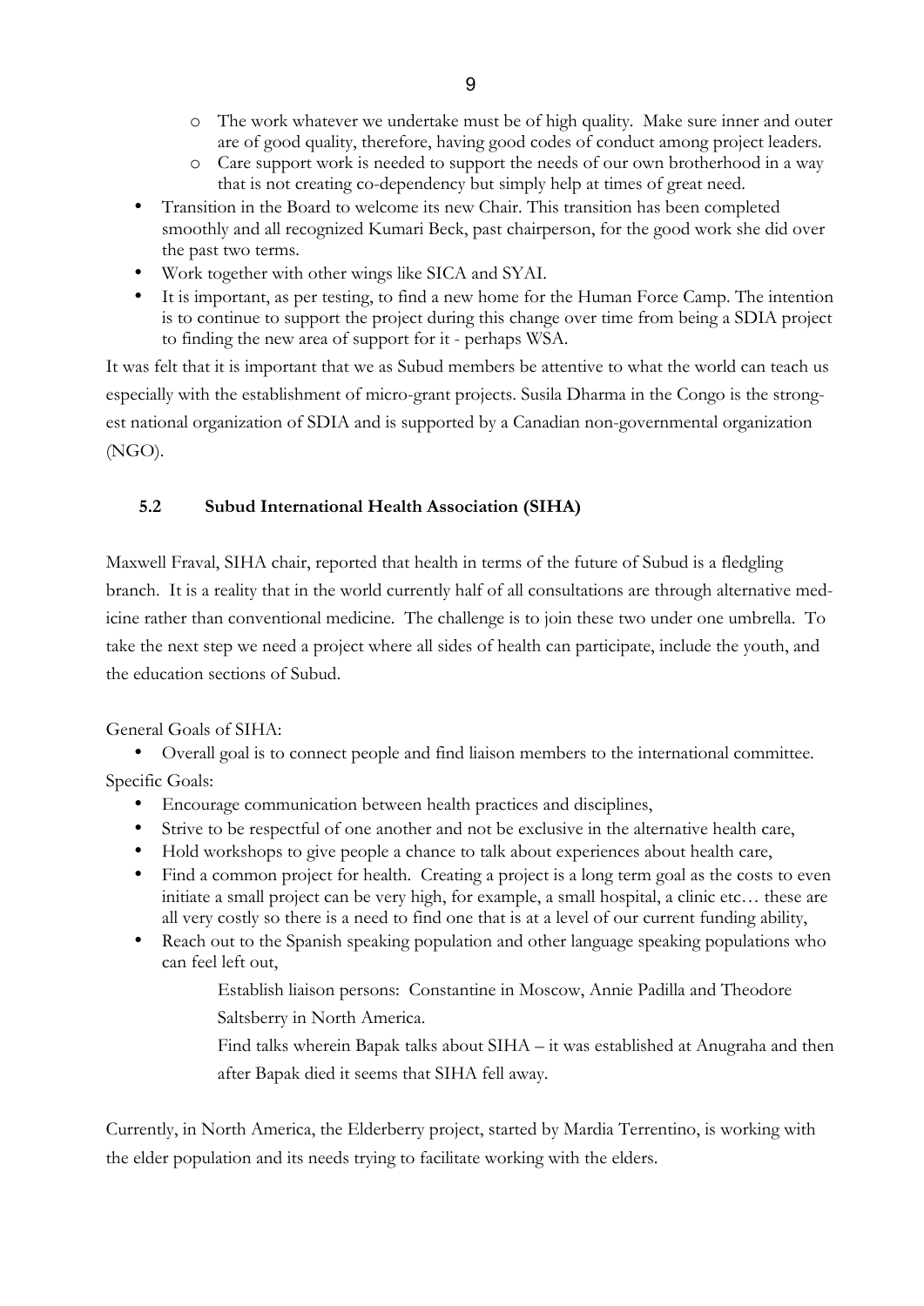- The work whatever we undertake must be of high quality. Make sure inner and outer are of good quality, therefore, having good codes of conduct among project leaders.
  - Care support work is needed to support the needs of our own brotherhood in a way that is not creating co-dependency but simply help at times of great need.
- Transition in the Board to welcome its new Chair. This transition has been completed smoothly and all recognized Kumari Beck, past chairperson, for the good work she did over the past two terms.
- Work together with other wings like SICA and SYAI.
- It is important, as per testing, to find a new home for the Human Force Camp. The intention is to continue to support the project during this change over time from being a SDIA project to finding the new area of support for it - perhaps WSA.

It was felt that it is important that we as Subud members be attentive to what the world can teach us especially with the establishment of micro-grant projects. Susila Dharma in the Congo is the strongest national organization of SDIA and is supported by a Canadian non-governmental organization (NGO).

### 5.2 Subud International Health Association (SIHA)

Maxwell Fraval, SIHA chair, reported that health in terms of the future of Subud is a fledgling branch. It is a reality that in the world currently half of all consultations are through alternative medicine rather than conventional medicine. The challenge is to join these two under one umbrella. To take the next step we need a project where all sides of health can participate, include the youth, and the education sections of Subud.

General Goals of SIHA:

- Overall goal is to connect people and find liaison members to the international committee.

Specific Goals:

- Encourage communication between health practices and disciplines,
- Strive to be respectful of one another and not be exclusive in the alternative health care,
- Hold workshops to give people a chance to talk about experiences about health care,
- Find a common project for health. Creating a project is a long term goal as the costs to even initiate a small project can be very high, for example, a small hospital, a clinic etc… these are all very costly so there is a need to find one that is at a level of our current funding ability,
- Reach out to the Spanish speaking population and other language speaking populations who can feel left out,

  Establish liaison persons: Constantine in Moscow, Annie Padilla and Theodore Saltsberry in North America.

  Find talks wherein Bapak talks about SIHA – it was established at Anugraha and then after Bapak died it seems that SIHA fell away.

Currently, in North America, the Elderberry project, started by Mardia Terrentino, is working with the elder population and its needs trying to facilitate working with the elders.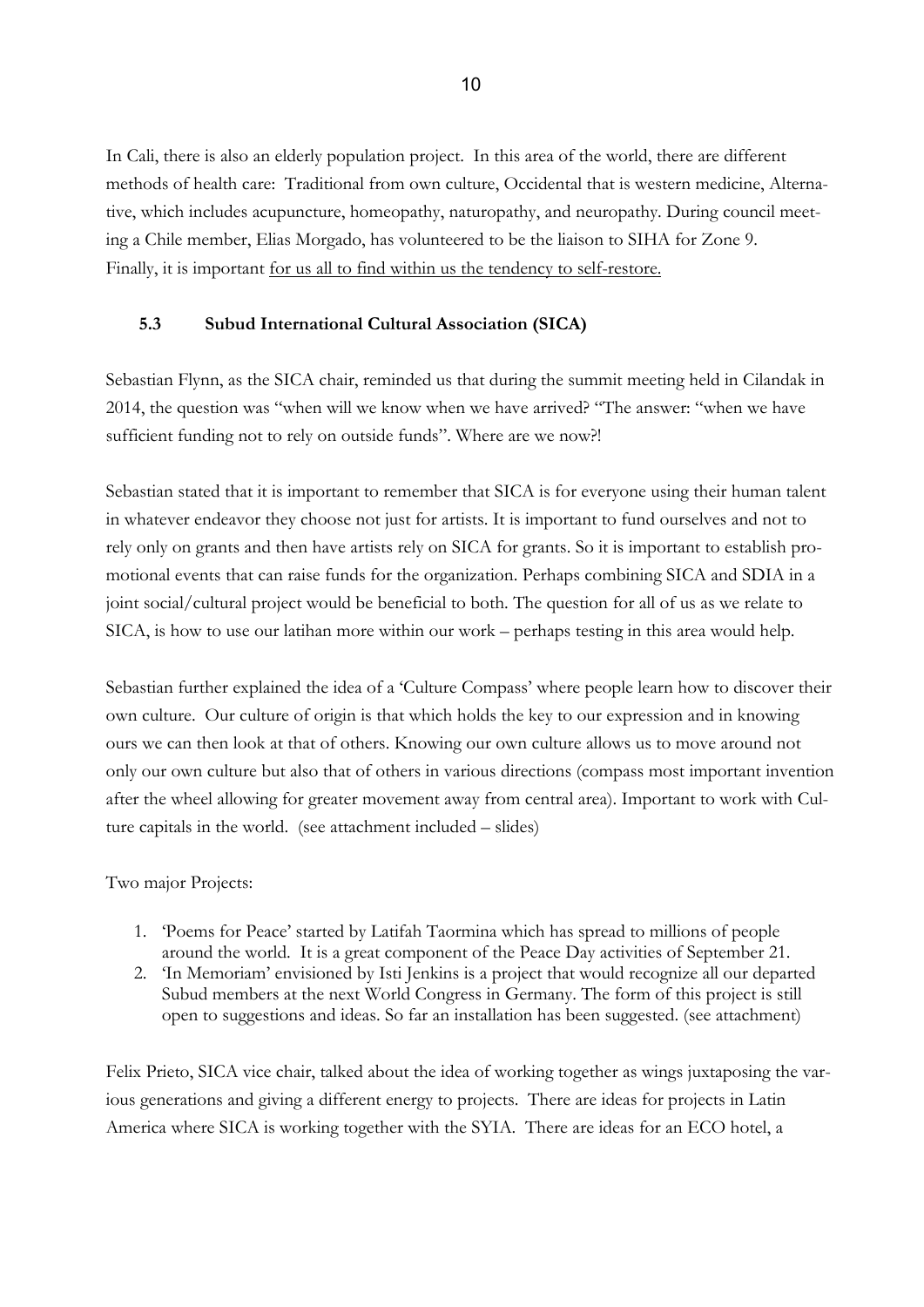In Cali, there is also an elderly population project. In this area of the world, there are different methods of health care: Traditional from own culture, Occidental that is western medicine, Alternative, which includes acupuncture, homeopathy, naturopathy, and neuropathy. During council meeting a Chile member, Elias Morgado, has volunteered to be the liaison to SIHA for Zone 9. Finally, it is important <u>for us all to find within us the tendency to self-restore.</u>

### 5.3 Subud International Cultural Association (SICA)

Sebastian Flynn, as the SICA chair, reminded us that during the summit meeting held in Cilandak in 2014, the question was "when will we know when we have arrived? "The answer: "when we have sufficient funding not to rely on outside funds". Where are we now?!

Sebastian stated that it is important to remember that SICA is for everyone using their human talent in whatever endeavor they choose not just for artists. It is important to fund ourselves and not to rely only on grants and then have artists rely on SICA for grants. So it is important to establish promotional events that can raise funds for the organization. Perhaps combining SICA and SDIA in a joint social/cultural project would be beneficial to both. The question for all of us as we relate to SICA, is how to use our latihan more within our work – perhaps testing in this area would help.

Sebastian further explained the idea of a 'Culture Compass' where people learn how to discover their own culture. Our culture of origin is that which holds the key to our expression and in knowing ours we can then look at that of others. Knowing our own culture allows us to move around not only our own culture but also that of others in various directions (compass most important invention after the wheel allowing for greater movement away from central area). Important to work with Culture capitals in the world. (see attachment included – slides)

Two major Projects:

1. 'Poems for Peace' started by Latifah Taormina which has spread to millions of people around the world. It is a great component of the Peace Day activities of September 21.
2. 'In Memoriam' envisioned by Isti Jenkins is a project that would recognize all our departed Subud members at the next World Congress in Germany. The form of this project is still open to suggestions and ideas. So far an installation has been suggested. (see attachment)

Felix Prieto, SICA vice chair, talked about the idea of working together as wings juxtaposing the various generations and giving a different energy to projects. There are ideas for projects in Latin America where SICA is working together with the SYIA. There are ideas for an ECO hotel, a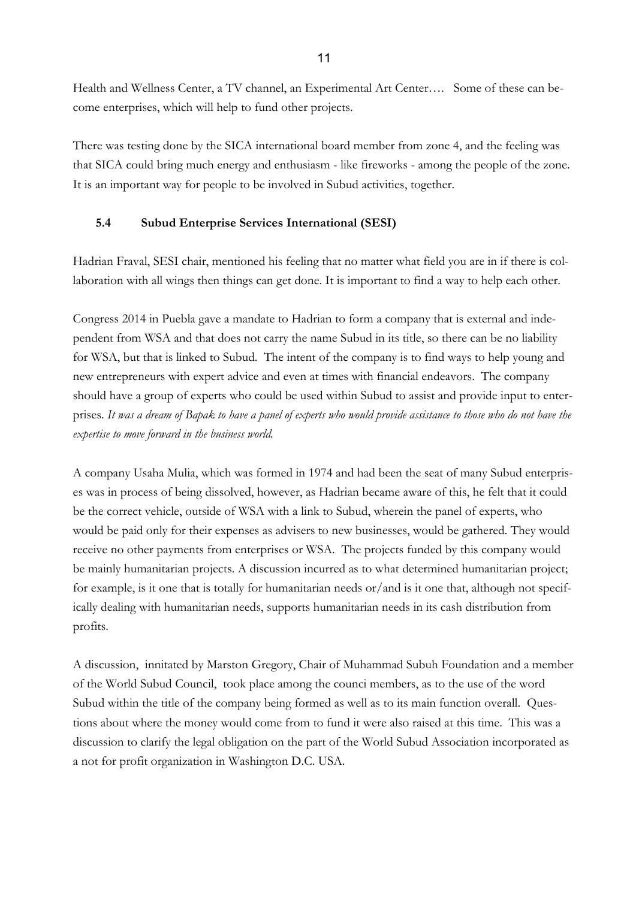Health and Wellness Center, a TV channel, an Experimental Art Center…. Some of these can become enterprises, which will help to fund other projects.

There was testing done by the SICA international board member from zone 4, and the feeling was that SICA could bring much energy and enthusiasm - like fireworks - among the people of the zone. It is an important way for people to be involved in Subud activities, together.

### 5.4 Subud Enterprise Services International (SESI)

Hadrian Fraval, SESI chair, mentioned his feeling that no matter what field you are in if there is collaboration with all wings then things can get done. It is important to find a way to help each other.

Congress 2014 in Puebla gave a mandate to Hadrian to form a company that is external and independent from WSA and that does not carry the name Subud in its title, so there can be no liability for WSA, but that is linked to Subud. The intent of the company is to find ways to help young and new entrepreneurs with expert advice and even at times with financial endeavors. The company should have a group of experts who could be used within Subud to assist and provide input to enterprises. *It was a dream of Bapak to have a panel of experts who would provide assistance to those who do not have the expertise to move forward in the business world.*

A company Usaha Mulia, which was formed in 1974 and had been the seat of many Subud enterprises was in process of being dissolved, however, as Hadrian became aware of this, he felt that it could be the correct vehicle, outside of WSA with a link to Subud, wherein the panel of experts, who would be paid only for their expenses as advisers to new businesses, would be gathered. They would receive no other payments from enterprises or WSA. The projects funded by this company would be mainly humanitarian projects. A discussion incurred as to what determined humanitarian project; for example, is it one that is totally for humanitarian needs or/and is it one that, although not specifically dealing with humanitarian needs, supports humanitarian needs in its cash distribution from profits.

A discussion, innitated by Marston Gregory, Chair of Muhammad Subuh Foundation and a member of the World Subud Council, took place among the counci members, as to the use of the word Subud within the title of the company being formed as well as to its main function overall. Questions about where the money would come from to fund it were also raised at this time. This was a discussion to clarify the legal obligation on the part of the World Subud Association incorporated as a not for profit organization in Washington D.C. USA.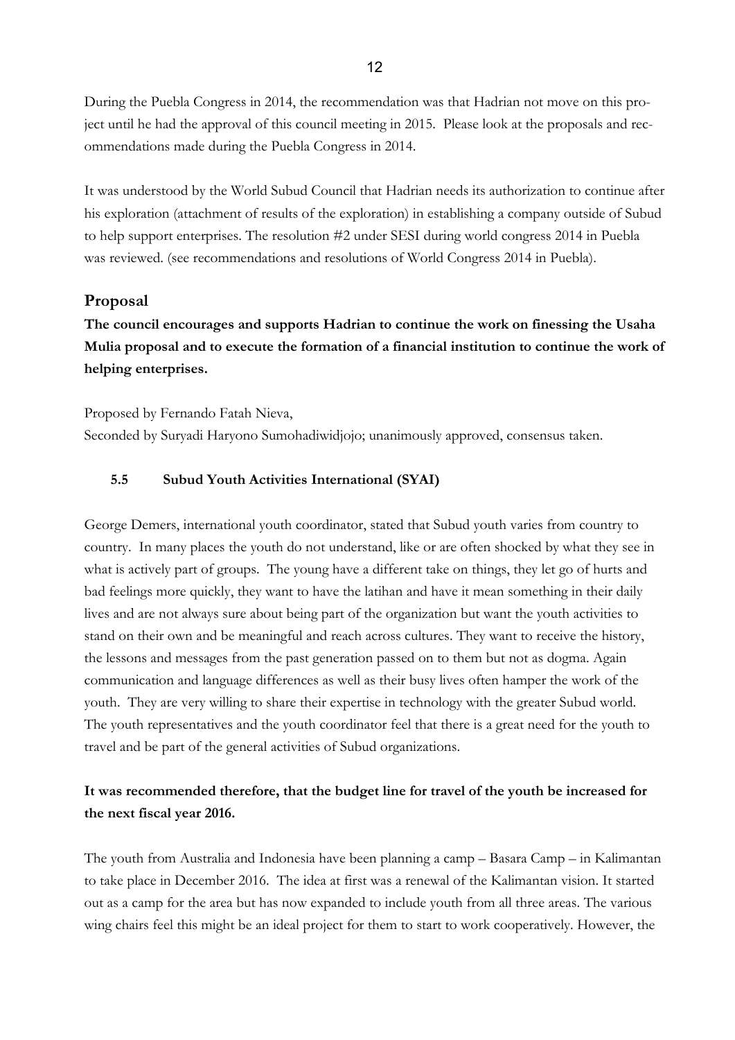During the Puebla Congress in 2014, the recommendation was that Hadrian not move on this project until he had the approval of this council meeting in 2015. Please look at the proposals and recommendations made during the Puebla Congress in 2014.

It was understood by the World Subud Council that Hadrian needs its authorization to continue after his exploration (attachment of results of the exploration) in establishing a company outside of Subud to help support enterprises. The resolution #2 under SESI during world congress 2014 in Puebla was reviewed. (see recommendations and resolutions of World Congress 2014 in Puebla).

## Proposal

**The council encourages and supports Hadrian to continue the work on finessing the Usaha Mulia proposal and to execute the formation of a financial institution to continue the work of helping enterprises.**

Proposed by Fernando Fatah Nieva,
Seconded by Suryadi Haryono Sumohadiwidjojo; unanimously approved, consensus taken.

### 5.5 Subud Youth Activities International (SYAI)

George Demers, international youth coordinator, stated that Subud youth varies from country to country. In many places the youth do not understand, like or are often shocked by what they see in what is actively part of groups. The young have a different take on things, they let go of hurts and bad feelings more quickly, they want to have the latihan and have it mean something in their daily lives and are not always sure about being part of the organization but want the youth activities to stand on their own and be meaningful and reach across cultures. They want to receive the history, the lessons and messages from the past generation passed on to them but not as dogma. Again communication and language differences as well as their busy lives often hamper the work of the youth. They are very willing to share their expertise in technology with the greater Subud world. The youth representatives and the youth coordinator feel that there is a great need for the youth to travel and be part of the general activities of Subud organizations.

**It was recommended therefore, that the budget line for travel of the youth be increased for the next fiscal year 2016.**

The youth from Australia and Indonesia have been planning a camp – Basara Camp – in Kalimantan to take place in December 2016. The idea at first was a renewal of the Kalimantan vision. It started out as a camp for the area but has now expanded to include youth from all three areas. The various wing chairs feel this might be an ideal project for them to start to work cooperatively. However, the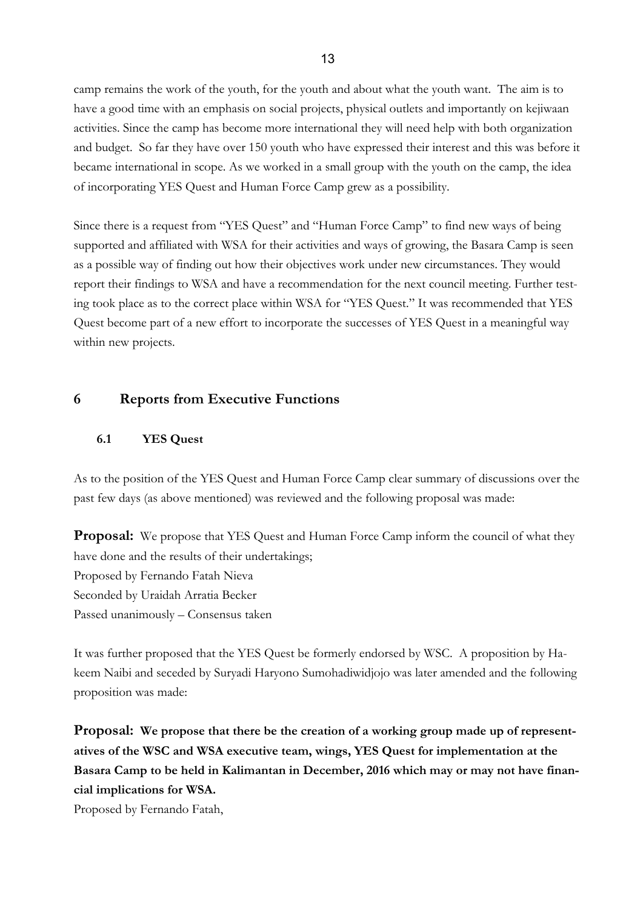camp remains the work of the youth, for the youth and about what the youth want. The aim is to have a good time with an emphasis on social projects, physical outlets and importantly on kejiwaan activities. Since the camp has become more international they will need help with both organization and budget. So far they have over 150 youth who have expressed their interest and this was before it became international in scope. As we worked in a small group with the youth on the camp, the idea of incorporating YES Quest and Human Force Camp grew as a possibility.

Since there is a request from "YES Quest" and "Human Force Camp" to find new ways of being supported and affiliated with WSA for their activities and ways of growing, the Basara Camp is seen as a possible way of finding out how their objectives work under new circumstances. They would report their findings to WSA and have a recommendation for the next council meeting. Further testing took place as to the correct place within WSA for "YES Quest." It was recommended that YES Quest become part of a new effort to incorporate the successes of YES Quest in a meaningful way within new projects.

## 6 Reports from Executive Functions

### 6.1 YES Quest

As to the position of the YES Quest and Human Force Camp clear summary of discussions over the past few days (as above mentioned) was reviewed and the following proposal was made:

**Proposal:** We propose that YES Quest and Human Force Camp inform the council of what they have done and the results of their undertakings;
Proposed by Fernando Fatah Nieva
Seconded by Uraidah Arratia Becker
Passed unanimously – Consensus taken

It was further proposed that the YES Quest be formerly endorsed by WSC. A proposition by Hakeem Naibi and seceded by Suryadi Haryono Sumohadiwidjojo was later amended and the following proposition was made:

**Proposal: We propose that there be the creation of a working group made up of representatives of the WSC and WSA executive team, wings, YES Quest for implementation at the Basara Camp to be held in Kalimantan in December, 2016 which may or may not have financial implications for WSA.**
Proposed by Fernando Fatah,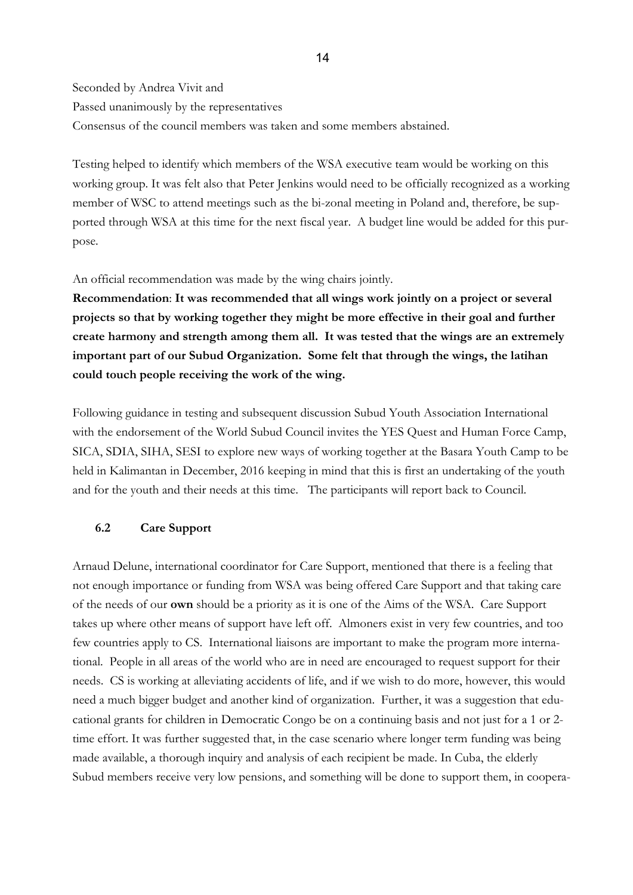Seconded by Andrea Vivit and
Passed unanimously by the representatives
Consensus of the council members was taken and some members abstained.

Testing helped to identify which members of the WSA executive team would be working on this working group. It was felt also that Peter Jenkins would need to be officially recognized as a working member of WSC to attend meetings such as the bi-zonal meeting in Poland and, therefore, be supported through WSA at this time for the next fiscal year. A budget line would be added for this purpose.

An official recommendation was made by the wing chairs jointly.

**Recommendation**: **It was recommended that all wings work jointly on a project or several projects so that by working together they might be more effective in their goal and further create harmony and strength among them all. It was tested that the wings are an extremely important part of our Subud Organization. Some felt that through the wings, the latihan could touch people receiving the work of the wing.**

Following guidance in testing and subsequent discussion Subud Youth Association International with the endorsement of the World Subud Council invites the YES Quest and Human Force Camp, SICA, SDIA, SIHA, SESI to explore new ways of working together at the Basara Youth Camp to be held in Kalimantan in December, 2016 keeping in mind that this is first an undertaking of the youth and for the youth and their needs at this time. The participants will report back to Council.

### 6.2 Care Support

Arnaud Delune, international coordinator for Care Support, mentioned that there is a feeling that not enough importance or funding from WSA was being offered Care Support and that taking care of the needs of our **own** should be a priority as it is one of the Aims of the WSA. Care Support takes up where other means of support have left off. Almoners exist in very few countries, and too few countries apply to CS. International liaisons are important to make the program more international. People in all areas of the world who are in need are encouraged to request support for their needs. CS is working at alleviating accidents of life, and if we wish to do more, however, this would need a much bigger budget and another kind of organization. Further, it was a suggestion that educational grants for children in Democratic Congo be on a continuing basis and not just for a 1 or 2-time effort. It was further suggested that, in the case scenario where longer term funding was being made available, a thorough inquiry and analysis of each recipient be made. In Cuba, the elderly Subud members receive very low pensions, and something will be done to support them, in coopera-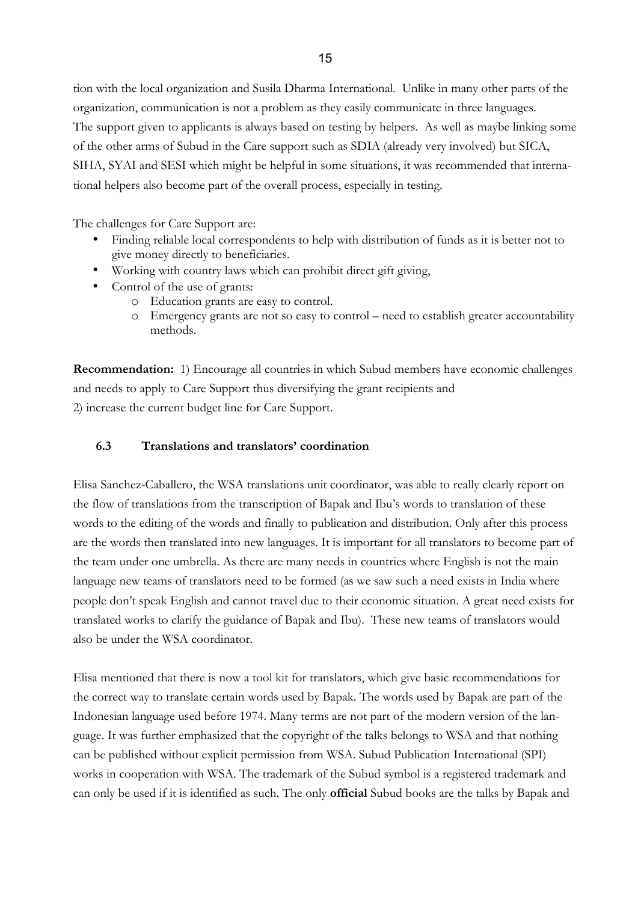tion with the local organization and Susila Dharma International. Unlike in many other parts of the organization, communication is not a problem as they easily communicate in three languages. The support given to applicants is always based on testing by helpers. As well as maybe linking some of the other arms of Subud in the Care support such as SDIA (already very involved) but SICA, SIHA, SYAI and SESI which might be helpful in some situations, it was recommended that international helpers also become part of the overall process, especially in testing.

The challenges for Care Support are:

- Finding reliable local correspondents to help with distribution of funds as it is better not to give money directly to beneficiaries.
- Working with country laws which can prohibit direct gift giving,
- Control of the use of grants:
    - Education grants are easy to control.
    - Emergency grants are not so easy to control – need to establish greater accountability methods.

**Recommendation:** 1) Encourage all countries in which Subud members have economic challenges and needs to apply to Care Support thus diversifying the grant recipients and
2) increase the current budget line for Care Support.

### 6.3 Translations and translators' coordination

Elisa Sanchez-Caballero, the WSA translations unit coordinator, was able to really clearly report on the flow of translations from the transcription of Bapak and Ibu's words to translation of these words to the editing of the words and finally to publication and distribution. Only after this process are the words then translated into new languages. It is important for all translators to become part of the team under one umbrella. As there are many needs in countries where English is not the main language new teams of translators need to be formed (as we saw such a need exists in India where people don't speak English and cannot travel due to their economic situation. A great need exists for translated works to clarify the guidance of Bapak and Ibu). These new teams of translators would also be under the WSA coordinator.

Elisa mentioned that there is now a tool kit for translators, which give basic recommendations for the correct way to translate certain words used by Bapak. The words used by Bapak are part of the Indonesian language used before 1974. Many terms are not part of the modern version of the language. It was further emphasized that the copyright of the talks belongs to WSA and that nothing can be published without explicit permission from WSA. Subud Publication International (SPI) works in cooperation with WSA. The trademark of the Subud symbol is a registered trademark and can only be used if it is identified as such. The only **official** Subud books are the talks by Bapak and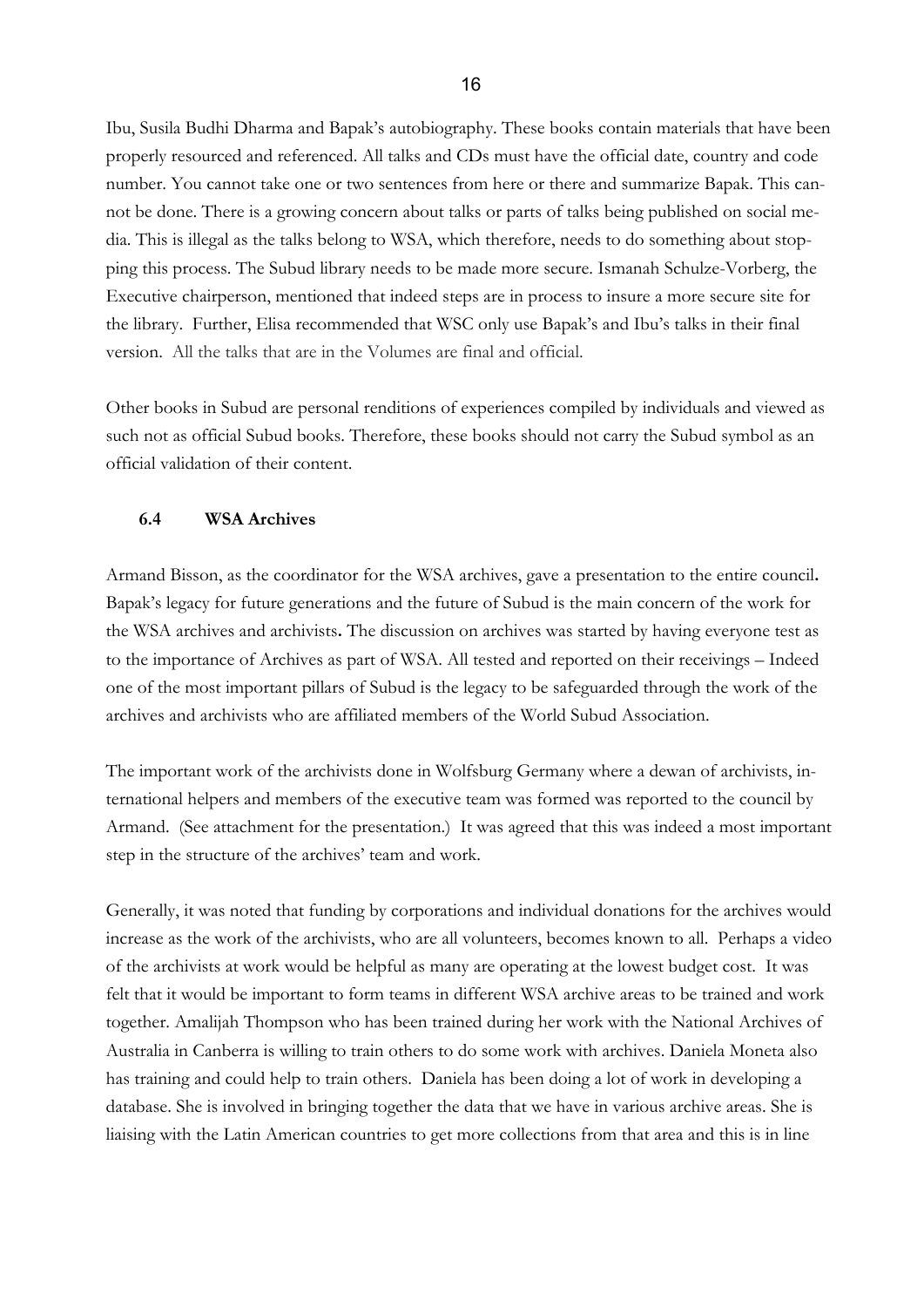Ibu, Susila Budhi Dharma and Bapak's autobiography. These books contain materials that have been properly resourced and referenced. All talks and CDs must have the official date, country and code number. You cannot take one or two sentences from here or there and summarize Bapak. This cannot be done. There is a growing concern about talks or parts of talks being published on social media. This is illegal as the talks belong to WSA, which therefore, needs to do something about stopping this process. The Subud library needs to be made more secure. Ismanah Schulze-Vorberg, the Executive chairperson, mentioned that indeed steps are in process to insure a more secure site for the library. Further, Elisa recommended that WSC only use Bapak's and Ibu's talks in their final version. All the talks that are in the Volumes are final and official.

Other books in Subud are personal renditions of experiences compiled by individuals and viewed as such not as official Subud books. Therefore, these books should not carry the Subud symbol as an official validation of their content.

### 6.4 WSA Archives

Armand Bisson, as the coordinator for the WSA archives, gave a presentation to the entire council**.** Bapak's legacy for future generations and the future of Subud is the main concern of the work for the WSA archives and archivists**.** The discussion on archives was started by having everyone test as to the importance of Archives as part of WSA. All tested and reported on their receivings – Indeed one of the most important pillars of Subud is the legacy to be safeguarded through the work of the archives and archivists who are affiliated members of the World Subud Association.

The important work of the archivists done in Wolfsburg Germany where a dewan of archivists, international helpers and members of the executive team was formed was reported to the council by Armand. (See attachment for the presentation.) It was agreed that this was indeed a most important step in the structure of the archives' team and work.

Generally, it was noted that funding by corporations and individual donations for the archives would increase as the work of the archivists, who are all volunteers, becomes known to all. Perhaps a video of the archivists at work would be helpful as many are operating at the lowest budget cost. It was felt that it would be important to form teams in different WSA archive areas to be trained and work together. Amalijah Thompson who has been trained during her work with the National Archives of Australia in Canberra is willing to train others to do some work with archives. Daniela Moneta also has training and could help to train others. Daniela has been doing a lot of work in developing a database. She is involved in bringing together the data that we have in various archive areas. She is liaising with the Latin American countries to get more collections from that area and this is in line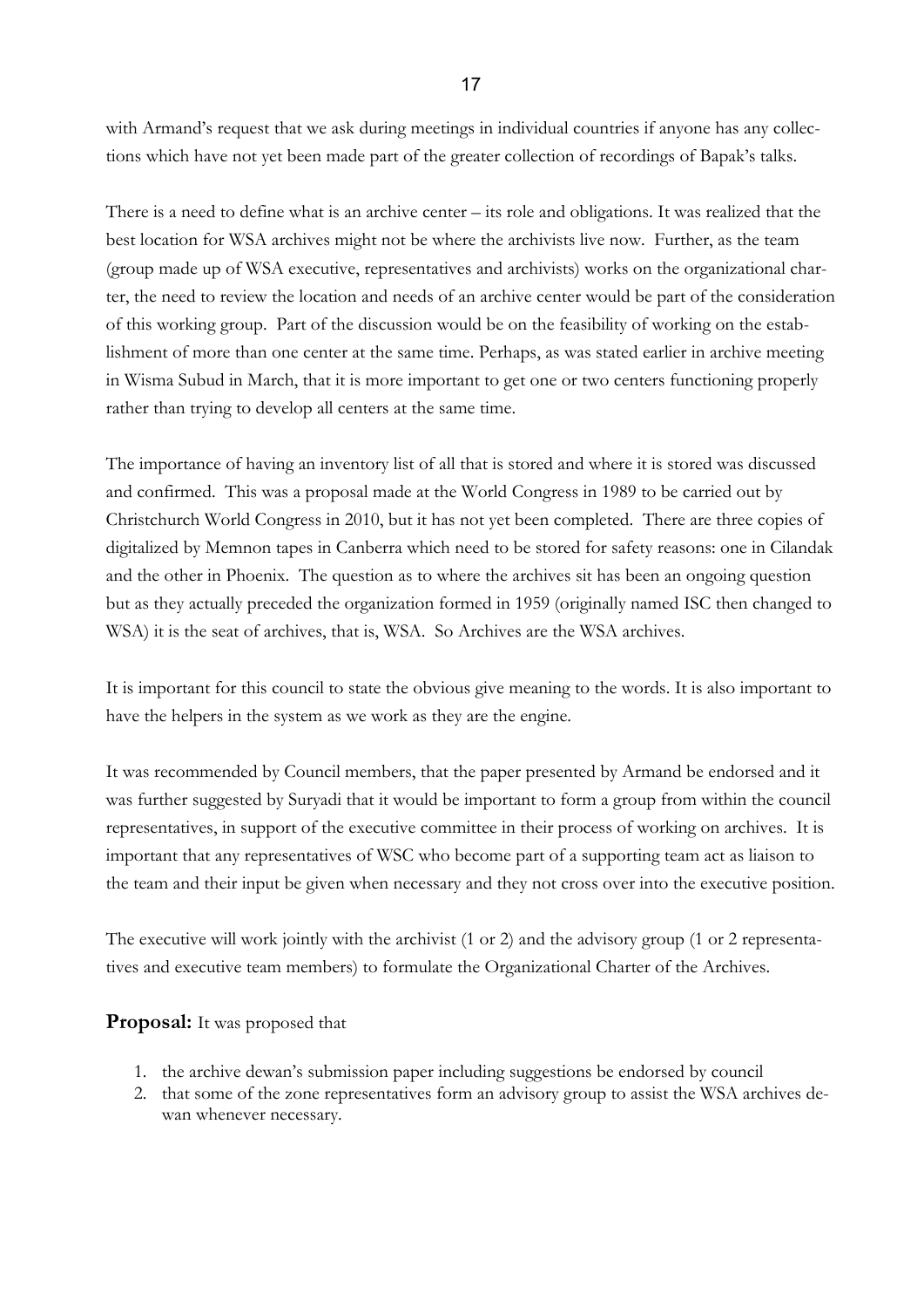with Armand's request that we ask during meetings in individual countries if anyone has any collections which have not yet been made part of the greater collection of recordings of Bapak's talks.

There is a need to define what is an archive center – its role and obligations. It was realized that the best location for WSA archives might not be where the archivists live now. Further, as the team (group made up of WSA executive, representatives and archivists) works on the organizational charter, the need to review the location and needs of an archive center would be part of the consideration of this working group. Part of the discussion would be on the feasibility of working on the establishment of more than one center at the same time. Perhaps, as was stated earlier in archive meeting in Wisma Subud in March, that it is more important to get one or two centers functioning properly rather than trying to develop all centers at the same time.

The importance of having an inventory list of all that is stored and where it is stored was discussed and confirmed. This was a proposal made at the World Congress in 1989 to be carried out by Christchurch World Congress in 2010, but it has not yet been completed. There are three copies of digitalized by Memnon tapes in Canberra which need to be stored for safety reasons: one in Cilandak and the other in Phoenix. The question as to where the archives sit has been an ongoing question but as they actually preceded the organization formed in 1959 (originally named ISC then changed to WSA) it is the seat of archives, that is, WSA. So Archives are the WSA archives.

It is important for this council to state the obvious give meaning to the words. It is also important to have the helpers in the system as we work as they are the engine.

It was recommended by Council members, that the paper presented by Armand be endorsed and it was further suggested by Suryadi that it would be important to form a group from within the council representatives, in support of the executive committee in their process of working on archives. It is important that any representatives of WSC who become part of a supporting team act as liaison to the team and their input be given when necessary and they not cross over into the executive position.

The executive will work jointly with the archivist (1 or 2) and the advisory group (1 or 2 representatives and executive team members) to formulate the Organizational Charter of the Archives.

**Proposal:** It was proposed that

1. the archive dewan's submission paper including suggestions be endorsed by council
2. that some of the zone representatives form an advisory group to assist the WSA archives dewan whenever necessary.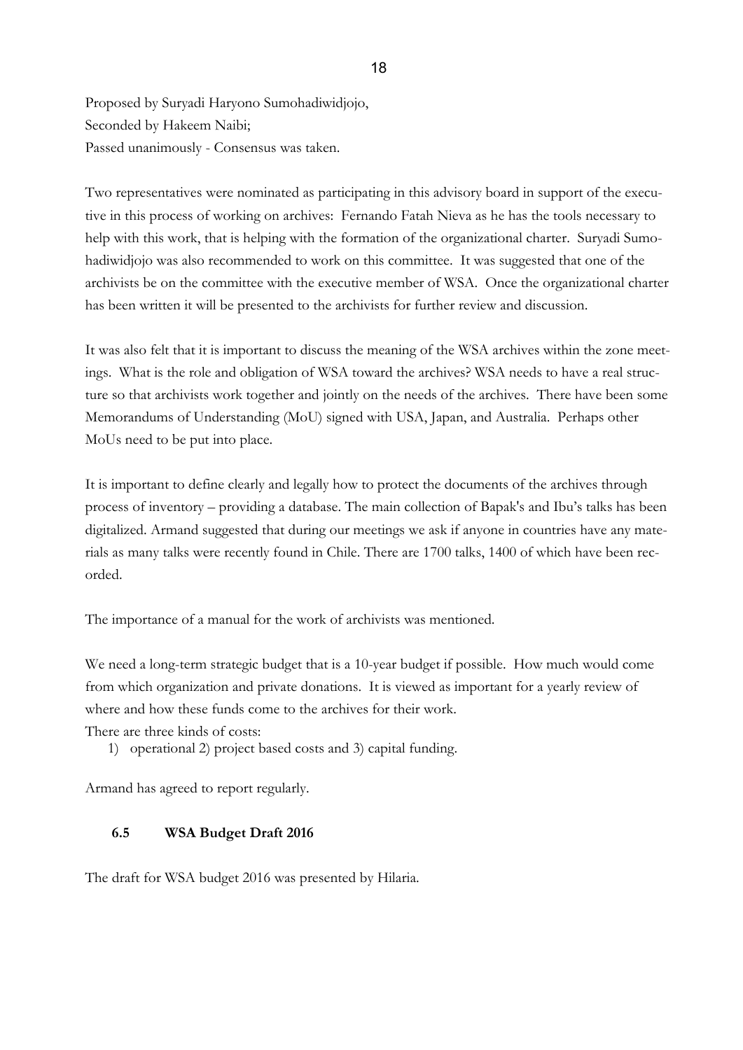Proposed by Suryadi Haryono Sumohadiwidjojo,
Seconded by Hakeem Naibi;
Passed unanimously - Consensus was taken.

Two representatives were nominated as participating in this advisory board in support of the executive in this process of working on archives: Fernando Fatah Nieva as he has the tools necessary to help with this work, that is helping with the formation of the organizational charter. Suryadi Sumohadiwidjojo was also recommended to work on this committee. It was suggested that one of the archivists be on the committee with the executive member of WSA. Once the organizational charter has been written it will be presented to the archivists for further review and discussion.

It was also felt that it is important to discuss the meaning of the WSA archives within the zone meetings. What is the role and obligation of WSA toward the archives? WSA needs to have a real structure so that archivists work together and jointly on the needs of the archives. There have been some Memorandums of Understanding (MoU) signed with USA, Japan, and Australia. Perhaps other MoUs need to be put into place.

It is important to define clearly and legally how to protect the documents of the archives through process of inventory – providing a database. The main collection of Bapak's and Ibu's talks has been digitalized. Armand suggested that during our meetings we ask if anyone in countries have any materials as many talks were recently found in Chile. There are 1700 talks, 1400 of which have been recorded.

The importance of a manual for the work of archivists was mentioned.

We need a long-term strategic budget that is a 10-year budget if possible. How much would come from which organization and private donations. It is viewed as important for a yearly review of where and how these funds come to the archives for their work.
There are three kinds of costs:

1) operational 2) project based costs and 3) capital funding.

Armand has agreed to report regularly.

### 6.5 WSA Budget Draft 2016

The draft for WSA budget 2016 was presented by Hilaria.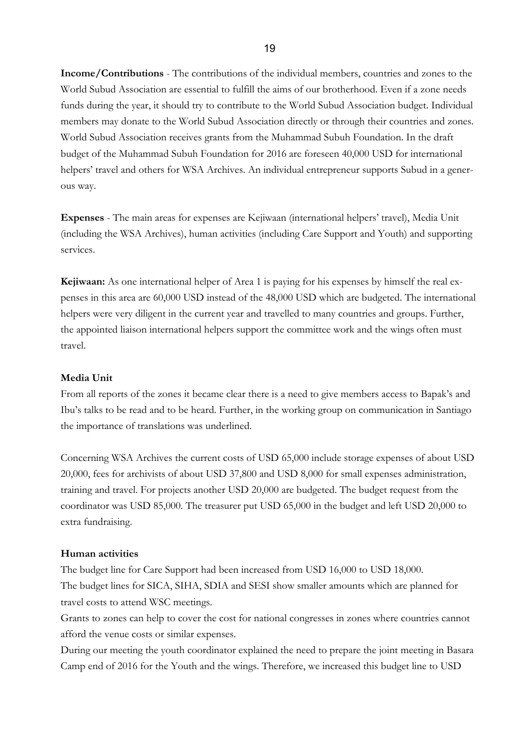**Income/Contributions** - The contributions of the individual members, countries and zones to the World Subud Association are essential to fulfill the aims of our brotherhood. Even if a zone needs funds during the year, it should try to contribute to the World Subud Association budget. Individual members may donate to the World Subud Association directly or through their countries and zones. World Subud Association receives grants from the Muhammad Subuh Foundation. In the draft budget of the Muhammad Subuh Foundation for 2016 are foreseen 40,000 USD for international helpers' travel and others for WSA Archives. An individual entrepreneur supports Subud in a generous way.

**Expenses** - The main areas for expenses are Kejiwaan (international helpers' travel), Media Unit (including the WSA Archives), human activities (including Care Support and Youth) and supporting services.

**Kejiwaan:** As one international helper of Area 1 is paying for his expenses by himself the real expenses in this area are 60,000 USD instead of the 48,000 USD which are budgeted. The international helpers were very diligent in the current year and travelled to many countries and groups. Further, the appointed liaison international helpers support the committee work and the wings often must travel.

**Media Unit**

From all reports of the zones it became clear there is a need to give members access to Bapak's and Ibu's talks to be read and to be heard. Further, in the working group on communication in Santiago the importance of translations was underlined.

Concerning WSA Archives the current costs of USD 65,000 include storage expenses of about USD 20,000, fees for archivists of about USD 37,800 and USD 8,000 for small expenses administration, training and travel. For projects another USD 20,000 are budgeted. The budget request from the coordinator was USD 85,000. The treasurer put USD 65,000 in the budget and left USD 20,000 to extra fundraising.

**Human activities**

The budget line for Care Support had been increased from USD 16,000 to USD 18,000.
The budget lines for SICA, SIHA, SDIA and SESI show smaller amounts which are planned for travel costs to attend WSC meetings.
Grants to zones can help to cover the cost for national congresses in zones where countries cannot afford the venue costs or similar expenses.
During our meeting the youth coordinator explained the need to prepare the joint meeting in Basara Camp end of 2016 for the Youth and the wings. Therefore, we increased this budget line to USD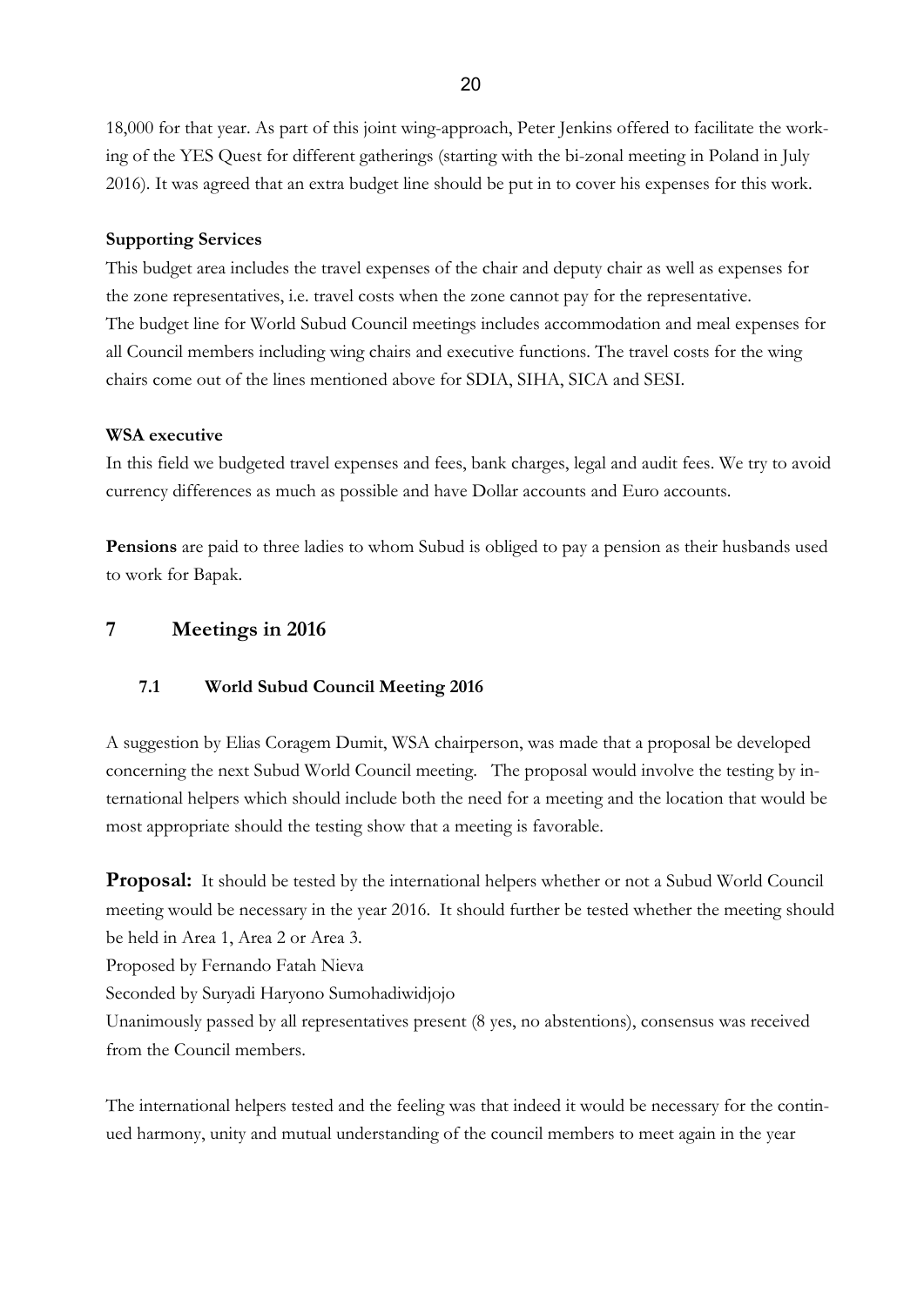18,000 for that year. As part of this joint wing-approach, Peter Jenkins offered to facilitate the working of the YES Quest for different gatherings (starting with the bi-zonal meeting in Poland in July 2016). It was agreed that an extra budget line should be put in to cover his expenses for this work.

**Supporting Services**

This budget area includes the travel expenses of the chair and deputy chair as well as expenses for the zone representatives, i.e. travel costs when the zone cannot pay for the representative.
The budget line for World Subud Council meetings includes accommodation and meal expenses for all Council members including wing chairs and executive functions. The travel costs for the wing chairs come out of the lines mentioned above for SDIA, SIHA, SICA and SESI.

**WSA executive**

In this field we budgeted travel expenses and fees, bank charges, legal and audit fees. We try to avoid currency differences as much as possible and have Dollar accounts and Euro accounts.

**Pensions** are paid to three ladies to whom Subud is obliged to pay a pension as their husbands used to work for Bapak.

## 7 Meetings in 2016

### 7.1 World Subud Council Meeting 2016

A suggestion by Elias Coragem Dumit, WSA chairperson, was made that a proposal be developed concerning the next Subud World Council meeting. The proposal would involve the testing by international helpers which should include both the need for a meeting and the location that would be most appropriate should the testing show that a meeting is favorable.

**Proposal:** It should be tested by the international helpers whether or not a Subud World Council meeting would be necessary in the year 2016. It should further be tested whether the meeting should be held in Area 1, Area 2 or Area 3.
Proposed by Fernando Fatah Nieva
Seconded by Suryadi Haryono Sumohadiwidjojo
Unanimously passed by all representatives present (8 yes, no abstentions), consensus was received from the Council members.

The international helpers tested and the feeling was that indeed it would be necessary for the continued harmony, unity and mutual understanding of the council members to meet again in the year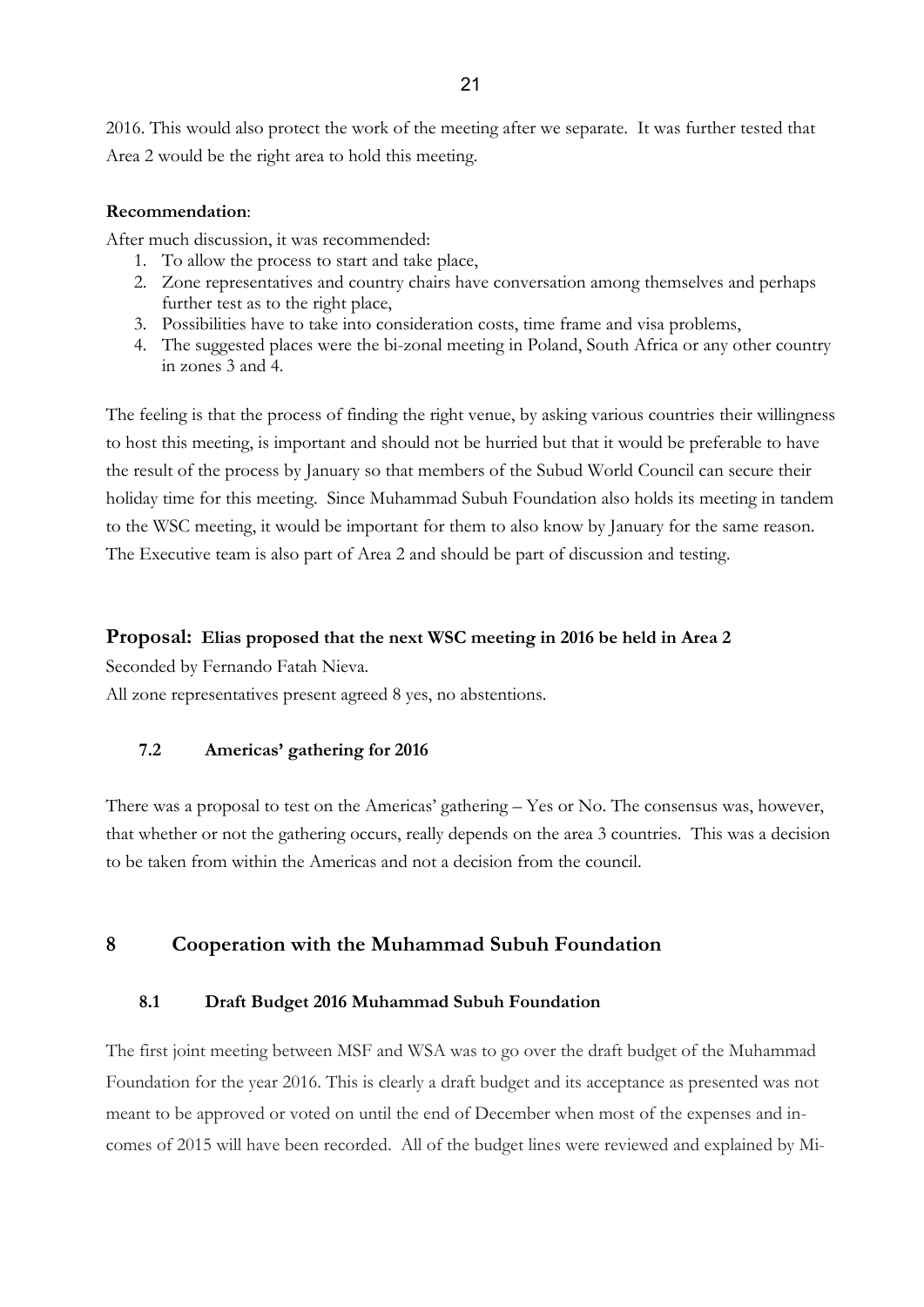2016. This would also protect the work of the meeting after we separate. It was further tested that Area 2 would be the right area to hold this meeting.

**Recommendation**:

After much discussion, it was recommended:

1. To allow the process to start and take place,
2. Zone representatives and country chairs have conversation among themselves and perhaps further test as to the right place,
3. Possibilities have to take into consideration costs, time frame and visa problems,
4. The suggested places were the bi-zonal meeting in Poland, South Africa or any other country in zones 3 and 4.

The feeling is that the process of finding the right venue, by asking various countries their willingness to host this meeting, is important and should not be hurried but that it would be preferable to have the result of the process by January so that members of the Subud World Council can secure their holiday time for this meeting. Since Muhammad Subuh Foundation also holds its meeting in tandem to the WSC meeting, it would be important for them to also know by January for the same reason. The Executive team is also part of Area 2 and should be part of discussion and testing.

**Proposal: Elias proposed that the next WSC meeting in 2016 be held in Area 2**

Seconded by Fernando Fatah Nieva.

All zone representatives present agreed 8 yes, no abstentions.

### 7.2 Americas' gathering for 2016

There was a proposal to test on the Americas' gathering – Yes or No. The consensus was, however, that whether or not the gathering occurs, really depends on the area 3 countries. This was a decision to be taken from within the Americas and not a decision from the council.

## 8 Cooperation with the Muhammad Subuh Foundation

### 8.1 Draft Budget 2016 Muhammad Subuh Foundation

The first joint meeting between MSF and WSA was to go over the draft budget of the Muhammad Foundation for the year 2016. This is clearly a draft budget and its acceptance as presented was not meant to be approved or voted on until the end of December when most of the expenses and incomes of 2015 will have been recorded. All of the budget lines were reviewed and explained by Mi-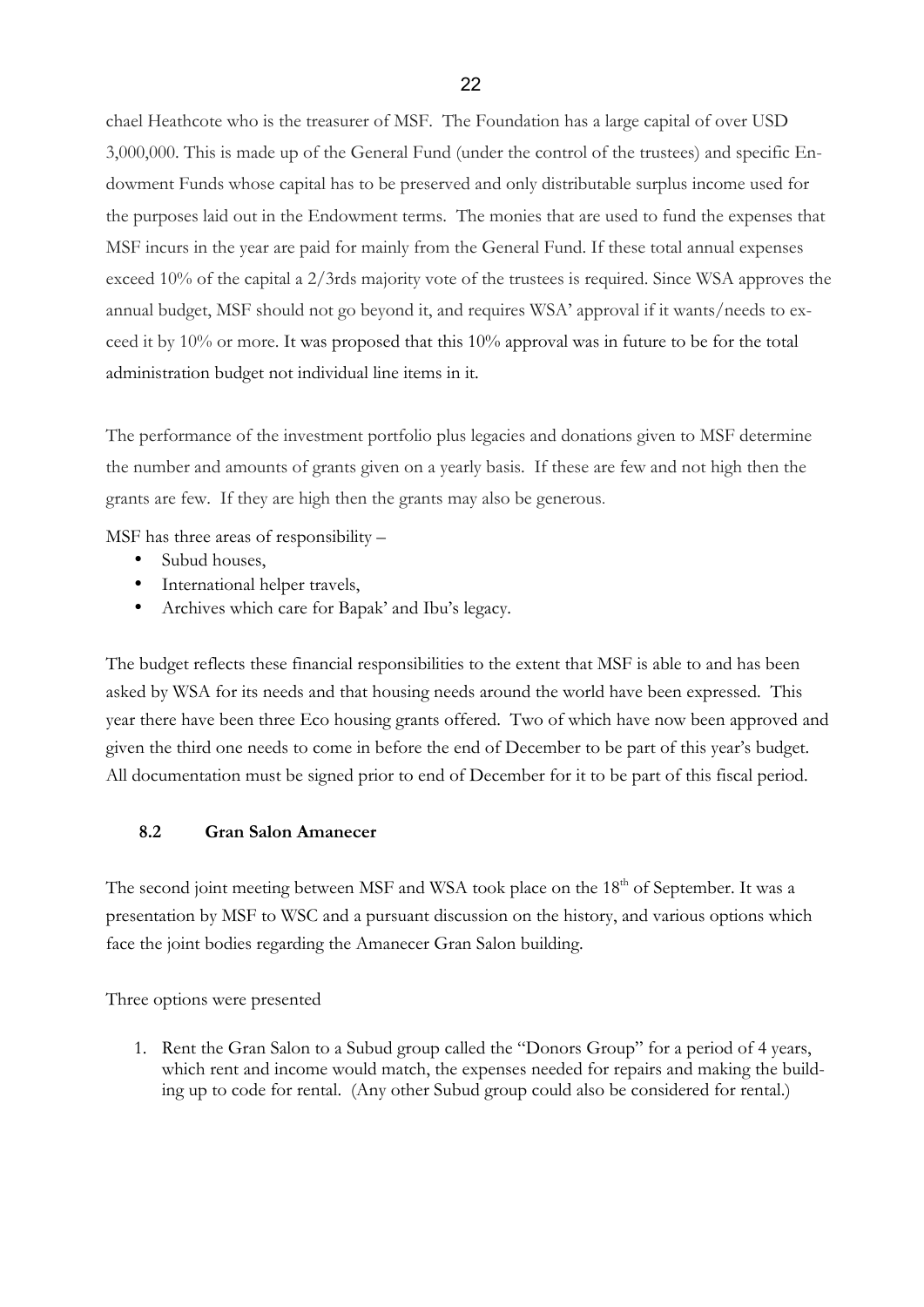chael Heathcote who is the treasurer of MSF. The Foundation has a large capital of over USD 3,000,000. This is made up of the General Fund (under the control of the trustees) and specific Endowment Funds whose capital has to be preserved and only distributable surplus income used for the purposes laid out in the Endowment terms. The monies that are used to fund the expenses that MSF incurs in the year are paid for mainly from the General Fund. If these total annual expenses exceed 10% of the capital a 2/3rds majority vote of the trustees is required. Since WSA approves the annual budget, MSF should not go beyond it, and requires WSA' approval if it wants/needs to exceed it by 10% or more. It was proposed that this 10% approval was in future to be for the total administration budget not individual line items in it.

The performance of the investment portfolio plus legacies and donations given to MSF determine the number and amounts of grants given on a yearly basis. If these are few and not high then the grants are few. If they are high then the grants may also be generous.

MSF has three areas of responsibility –

- Subud houses,
- International helper travels,
- Archives which care for Bapak' and Ibu's legacy.

The budget reflects these financial responsibilities to the extent that MSF is able to and has been asked by WSA for its needs and that housing needs around the world have been expressed. This year there have been three Eco housing grants offered. Two of which have now been approved and given the third one needs to come in before the end of December to be part of this year's budget. All documentation must be signed prior to end of December for it to be part of this fiscal period.

### 8.2 Gran Salon Amanecer

The second joint meeting between MSF and WSA took place on the 18th of September. It was a presentation by MSF to WSC and a pursuant discussion on the history, and various options which face the joint bodies regarding the Amanecer Gran Salon building.

Three options were presented

1. Rent the Gran Salon to a Subud group called the "Donors Group" for a period of 4 years, which rent and income would match, the expenses needed for repairs and making the building up to code for rental. (Any other Subud group could also be considered for rental.)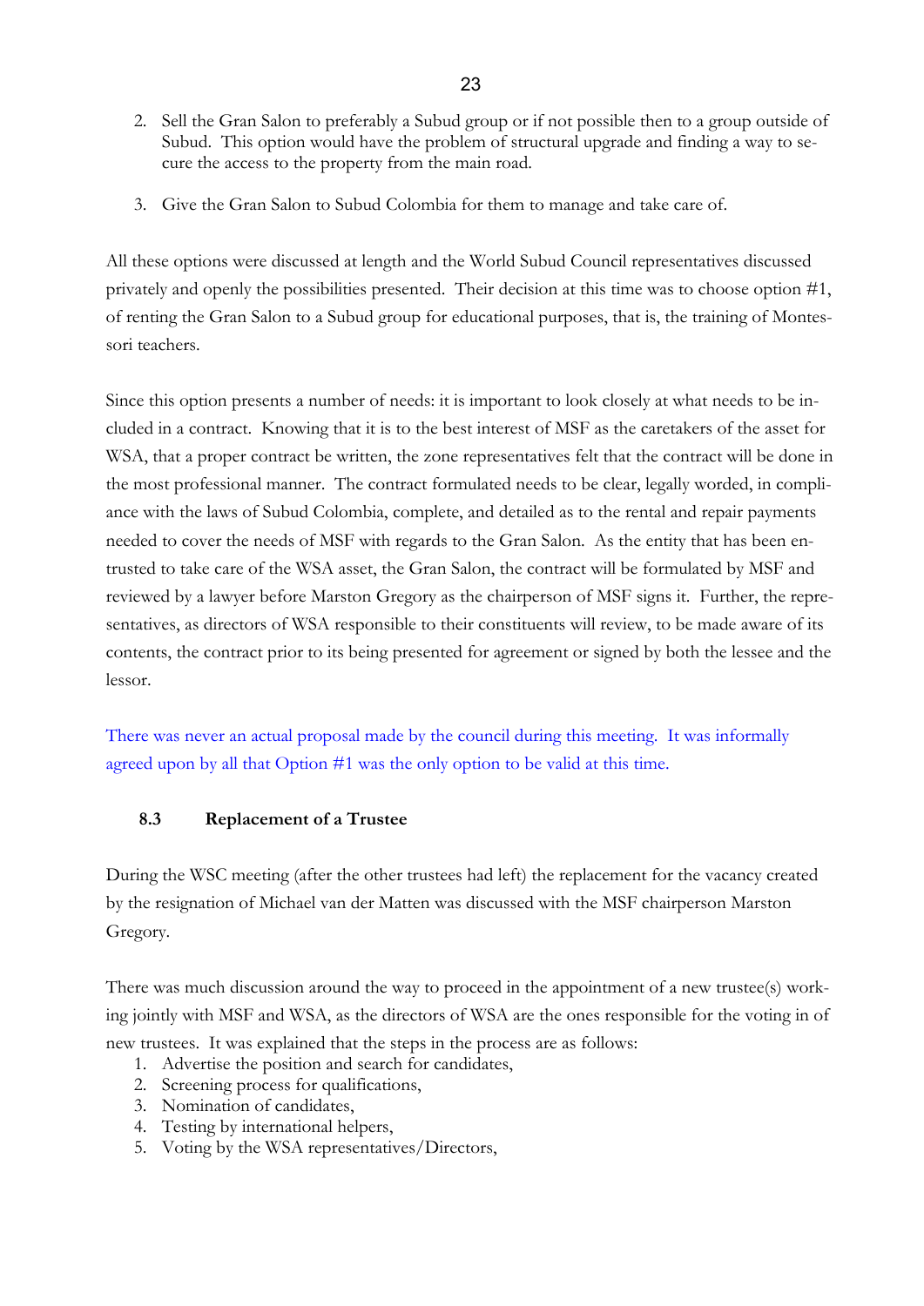2. Sell the Gran Salon to preferably a Subud group or if not possible then to a group outside of Subud. This option would have the problem of structural upgrade and finding a way to secure the access to the property from the main road.

3. Give the Gran Salon to Subud Colombia for them to manage and take care of.

All these options were discussed at length and the World Subud Council representatives discussed privately and openly the possibilities presented. Their decision at this time was to choose option #1, of renting the Gran Salon to a Subud group for educational purposes, that is, the training of Montessori teachers.

Since this option presents a number of needs: it is important to look closely at what needs to be included in a contract. Knowing that it is to the best interest of MSF as the caretakers of the asset for WSA, that a proper contract be written, the zone representatives felt that the contract will be done in the most professional manner. The contract formulated needs to be clear, legally worded, in compliance with the laws of Subud Colombia, complete, and detailed as to the rental and repair payments needed to cover the needs of MSF with regards to the Gran Salon. As the entity that has been entrusted to take care of the WSA asset, the Gran Salon, the contract will be formulated by MSF and reviewed by a lawyer before Marston Gregory as the chairperson of MSF signs it. Further, the representatives, as directors of WSA responsible to their constituents will review, to be made aware of its contents, the contract prior to its being presented for agreement or signed by both the lessee and the lessor.

There was never an actual proposal made by the council during this meeting. It was informally agreed upon by all that Option #1 was the only option to be valid at this time.

### 8.3 Replacement of a Trustee

During the WSC meeting (after the other trustees had left) the replacement for the vacancy created by the resignation of Michael van der Matten was discussed with the MSF chairperson Marston Gregory.

There was much discussion around the way to proceed in the appointment of a new trustee(s) working jointly with MSF and WSA, as the directors of WSA are the ones responsible for the voting in of new trustees. It was explained that the steps in the process are as follows:

1. Advertise the position and search for candidates,
2. Screening process for qualifications,
3. Nomination of candidates,
4. Testing by international helpers,
5. Voting by the WSA representatives/Directors,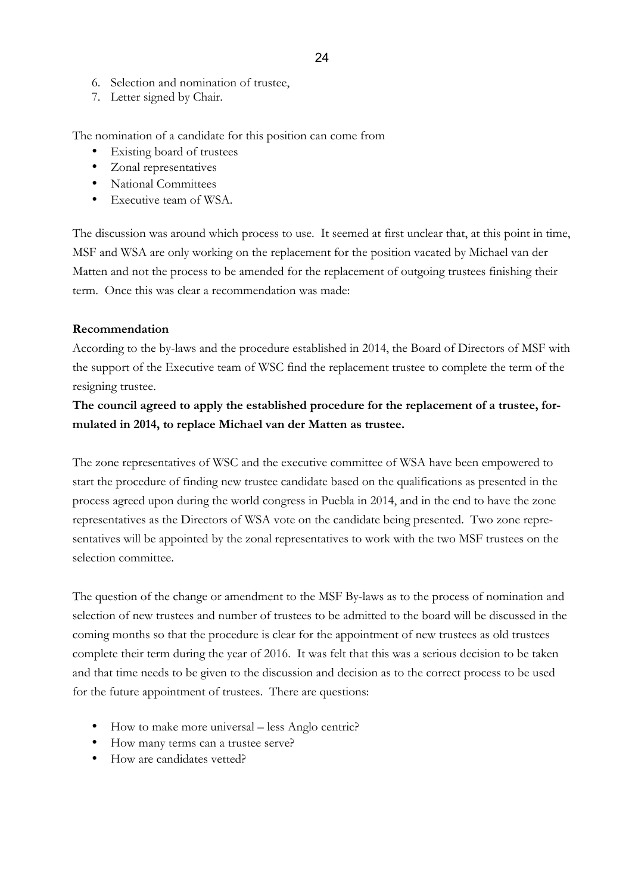6. Selection and nomination of trustee,
7. Letter signed by Chair.

The nomination of a candidate for this position can come from

- Existing board of trustees
- Zonal representatives
- National Committees
- Executive team of WSA.

The discussion was around which process to use. It seemed at first unclear that, at this point in time, MSF and WSA are only working on the replacement for the position vacated by Michael van der Matten and not the process to be amended for the replacement of outgoing trustees finishing their term. Once this was clear a recommendation was made:

**Recommendation**

According to the by-laws and the procedure established in 2014, the Board of Directors of MSF with the support of the Executive team of WSC find the replacement trustee to complete the term of the resigning trustee.

**The council agreed to apply the established procedure for the replacement of a trustee, formulated in 2014, to replace Michael van der Matten as trustee.**

The zone representatives of WSC and the executive committee of WSA have been empowered to start the procedure of finding new trustee candidate based on the qualifications as presented in the process agreed upon during the world congress in Puebla in 2014, and in the end to have the zone representatives as the Directors of WSA vote on the candidate being presented. Two zone representatives will be appointed by the zonal representatives to work with the two MSF trustees on the selection committee.

The question of the change or amendment to the MSF By-laws as to the process of nomination and selection of new trustees and number of trustees to be admitted to the board will be discussed in the coming months so that the procedure is clear for the appointment of new trustees as old trustees complete their term during the year of 2016. It was felt that this was a serious decision to be taken and that time needs to be given to the discussion and decision as to the correct process to be used for the future appointment of trustees. There are questions:

- How to make more universal – less Anglo centric?
- How many terms can a trustee serve?
- How are candidates vetted?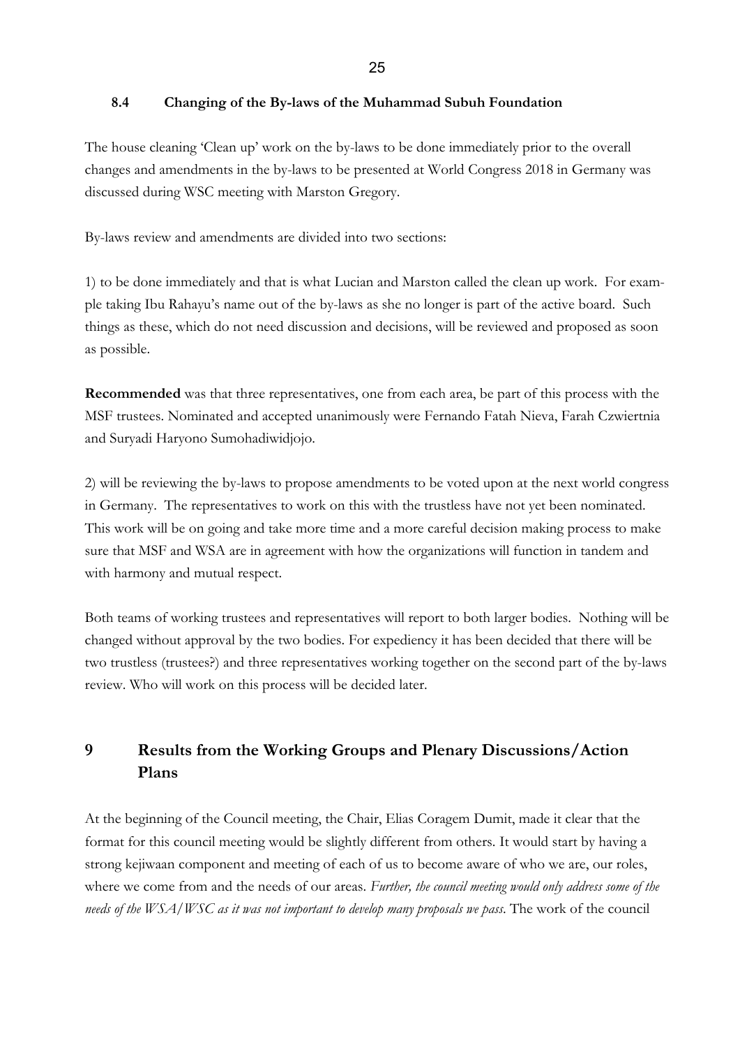### 8.4 Changing of the By-laws of the Muhammad Subuh Foundation

The house cleaning 'Clean up' work on the by-laws to be done immediately prior to the overall changes and amendments in the by-laws to be presented at World Congress 2018 in Germany was discussed during WSC meeting with Marston Gregory.

By-laws review and amendments are divided into two sections:

1) to be done immediately and that is what Lucian and Marston called the clean up work. For example taking Ibu Rahayu's name out of the by-laws as she no longer is part of the active board. Such things as these, which do not need discussion and decisions, will be reviewed and proposed as soon as possible.

**Recommended** was that three representatives, one from each area, be part of this process with the MSF trustees. Nominated and accepted unanimously were Fernando Fatah Nieva, Farah Czwiertnia and Suryadi Haryono Sumohadiwidjojo.

2) will be reviewing the by-laws to propose amendments to be voted upon at the next world congress in Germany. The representatives to work on this with the trustless have not yet been nominated. This work will be on going and take more time and a more careful decision making process to make sure that MSF and WSA are in agreement with how the organizations will function in tandem and with harmony and mutual respect.

Both teams of working trustees and representatives will report to both larger bodies. Nothing will be changed without approval by the two bodies. For expediency it has been decided that there will be two trustless (trustees?) and three representatives working together on the second part of the by-laws review. Who will work on this process will be decided later.

## 9 Results from the Working Groups and Plenary Discussions/Action Plans

At the beginning of the Council meeting, the Chair, Elias Coragem Dumit, made it clear that the format for this council meeting would be slightly different from others. It would start by having a strong kejiwaan component and meeting of each of us to become aware of who we are, our roles, where we come from and the needs of our areas. *Further, the council meeting would only address some of the needs of the WSA/WSC as it was not important to develop many proposals we pass.* The work of the council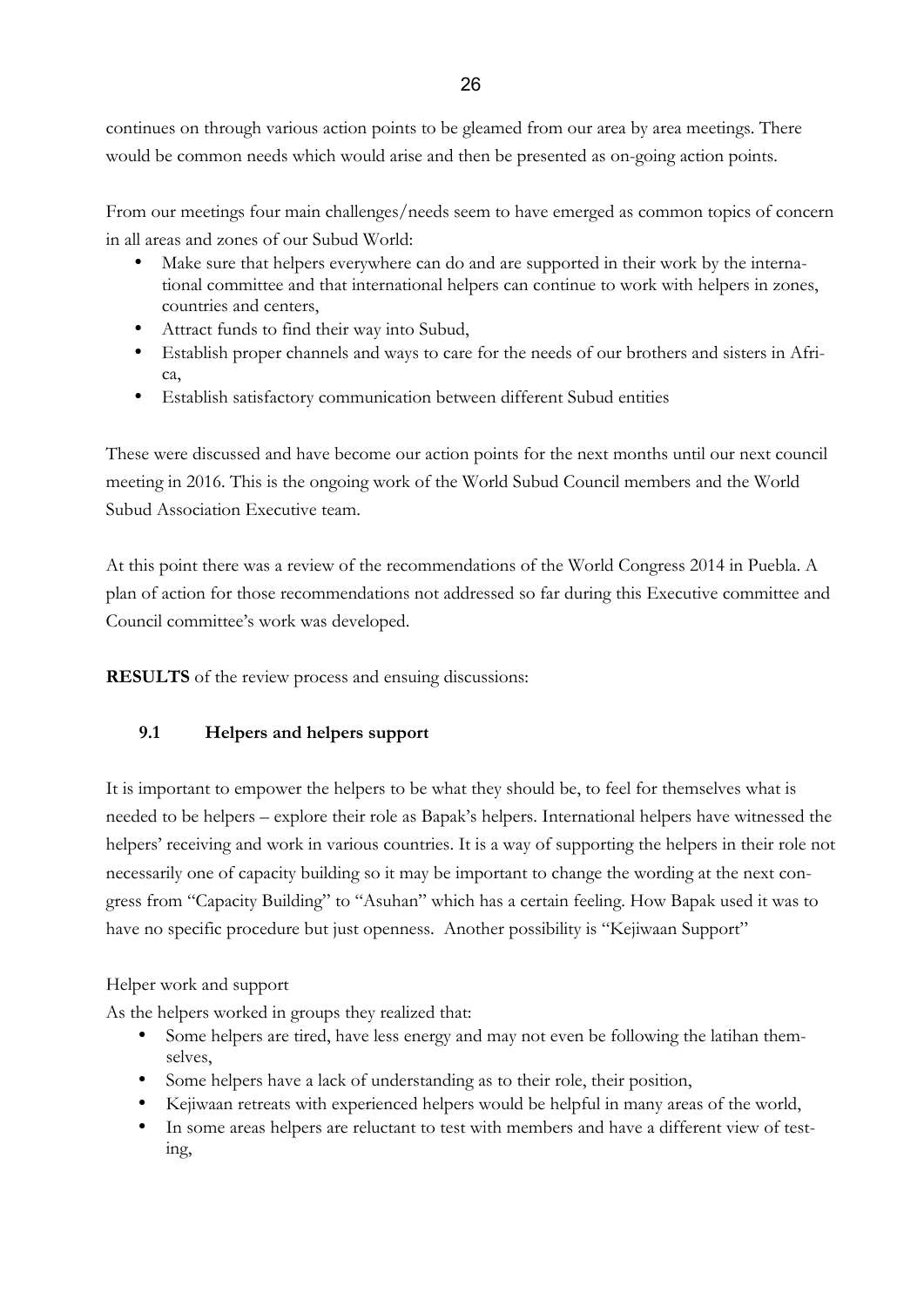continues on through various action points to be gleamed from our area by area meetings. There would be common needs which would arise and then be presented as on-going action points.

From our meetings four main challenges/needs seem to have emerged as common topics of concern in all areas and zones of our Subud World:

- Make sure that helpers everywhere can do and are supported in their work by the international committee and that international helpers can continue to work with helpers in zones, countries and centers,
- Attract funds to find their way into Subud,
- Establish proper channels and ways to care for the needs of our brothers and sisters in Africa,
- Establish satisfactory communication between different Subud entities

These were discussed and have become our action points for the next months until our next council meeting in 2016. This is the ongoing work of the World Subud Council members and the World Subud Association Executive team.

At this point there was a review of the recommendations of the World Congress 2014 in Puebla. A plan of action for those recommendations not addressed so far during this Executive committee and Council committee's work was developed.

**RESULTS** of the review process and ensuing discussions:

### 9.1 Helpers and helpers support

It is important to empower the helpers to be what they should be, to feel for themselves what is needed to be helpers – explore their role as Bapak's helpers. International helpers have witnessed the helpers' receiving and work in various countries. It is a way of supporting the helpers in their role not necessarily one of capacity building so it may be important to change the wording at the next congress from "Capacity Building" to "Asuhan" which has a certain feeling. How Bapak used it was to have no specific procedure but just openness. Another possibility is "Kejiwaan Support"

Helper work and support

As the helpers worked in groups they realized that:

- Some helpers are tired, have less energy and may not even be following the latihan themselves,
- Some helpers have a lack of understanding as to their role, their position,
- Kejiwaan retreats with experienced helpers would be helpful in many areas of the world,
- In some areas helpers are reluctant to test with members and have a different view of testing,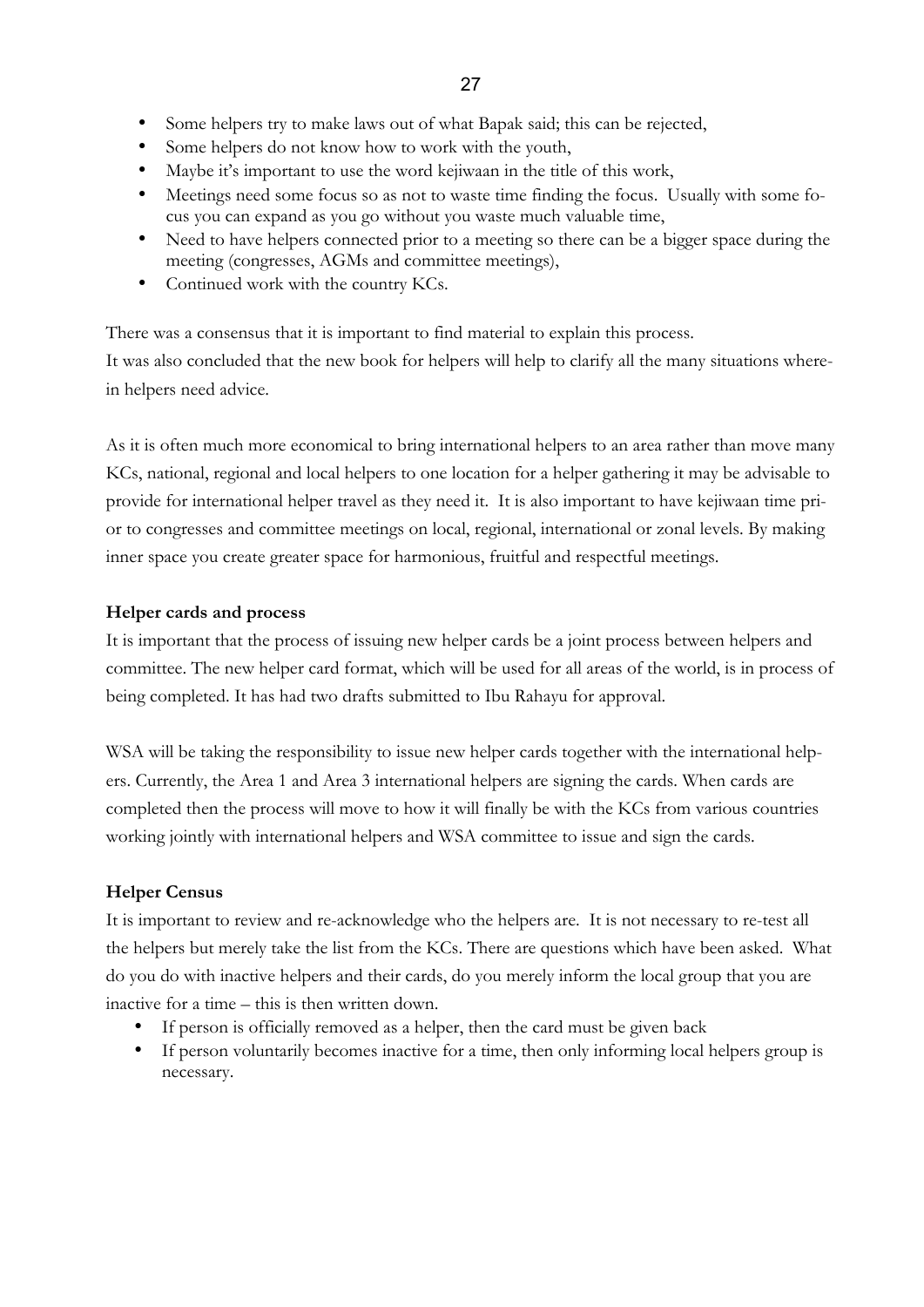- Some helpers try to make laws out of what Bapak said; this can be rejected,
- Some helpers do not know how to work with the youth,
- Maybe it's important to use the word kejiwaan in the title of this work,
- Meetings need some focus so as not to waste time finding the focus. Usually with some focus you can expand as you go without you waste much valuable time,
- Need to have helpers connected prior to a meeting so there can be a bigger space during the meeting (congresses, AGMs and committee meetings),
- Continued work with the country KCs.

There was a consensus that it is important to find material to explain this process.
It was also concluded that the new book for helpers will help to clarify all the many situations wherein helpers need advice.

As it is often much more economical to bring international helpers to an area rather than move many KCs, national, regional and local helpers to one location for a helper gathering it may be advisable to provide for international helper travel as they need it. It is also important to have kejiwaan time prior to congresses and committee meetings on local, regional, international or zonal levels. By making inner space you create greater space for harmonious, fruitful and respectful meetings.

**Helper cards and process**

It is important that the process of issuing new helper cards be a joint process between helpers and committee. The new helper card format, which will be used for all areas of the world, is in process of being completed. It has had two drafts submitted to Ibu Rahayu for approval.

WSA will be taking the responsibility to issue new helper cards together with the international helpers. Currently, the Area 1 and Area 3 international helpers are signing the cards. When cards are completed then the process will move to how it will finally be with the KCs from various countries working jointly with international helpers and WSA committee to issue and sign the cards.

**Helper Census**

It is important to review and re-acknowledge who the helpers are. It is not necessary to re-test all the helpers but merely take the list from the KCs. There are questions which have been asked. What do you do with inactive helpers and their cards, do you merely inform the local group that you are inactive for a time – this is then written down.

- If person is officially removed as a helper, then the card must be given back
- If person voluntarily becomes inactive for a time, then only informing local helpers group is necessary.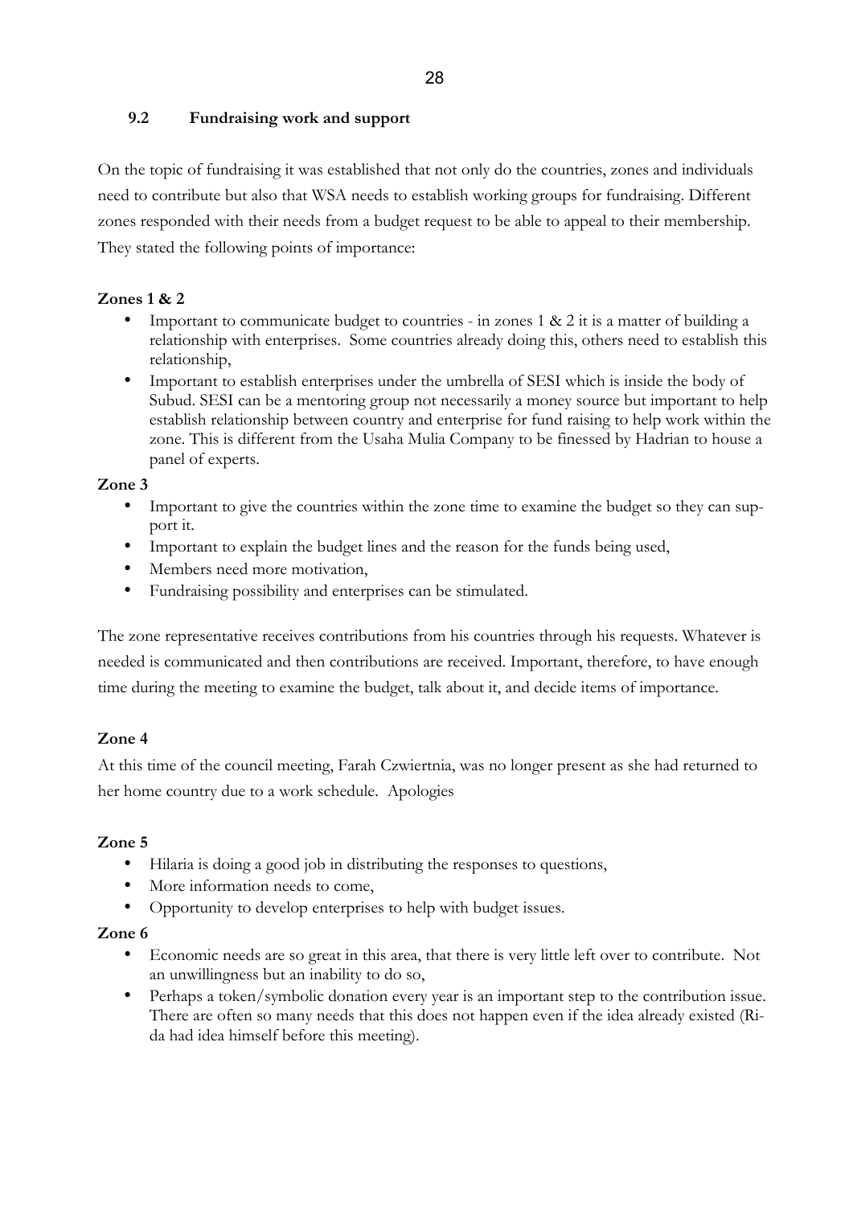## 9.2 Fundraising work and support

On the topic of fundraising it was established that not only do the countries, zones and individuals need to contribute but also that WSA needs to establish working groups for fundraising. Different zones responded with their needs from a budget request to be able to appeal to their membership. They stated the following points of importance:

**Zones 1 & 2**

- Important to communicate budget to countries - in zones 1 & 2 it is a matter of building a relationship with enterprises. Some countries already doing this, others need to establish this relationship,
- Important to establish enterprises under the umbrella of SESI which is inside the body of Subud. SESI can be a mentoring group not necessarily a money source but important to help establish relationship between country and enterprise for fund raising to help work within the zone. This is different from the Usaha Mulia Company to be finessed by Hadrian to house a panel of experts.

**Zone 3**

- Important to give the countries within the zone time to examine the budget so they can support it.
- Important to explain the budget lines and the reason for the funds being used,
- Members need more motivation,
- Fundraising possibility and enterprises can be stimulated.

The zone representative receives contributions from his countries through his requests. Whatever is needed is communicated and then contributions are received. Important, therefore, to have enough time during the meeting to examine the budget, talk about it, and decide items of importance.

**Zone 4**

At this time of the council meeting, Farah Czwiertnia, was no longer present as she had returned to her home country due to a work schedule. Apologies

**Zone 5**

- Hilaria is doing a good job in distributing the responses to questions,
- More information needs to come,
- Opportunity to develop enterprises to help with budget issues.

**Zone 6**

- Economic needs are so great in this area, that there is very little left over to contribute. Not an unwillingness but an inability to do so,
- Perhaps a token/symbolic donation every year is an important step to the contribution issue. There are often so many needs that this does not happen even if the idea already existed (Rida had idea himself before this meeting).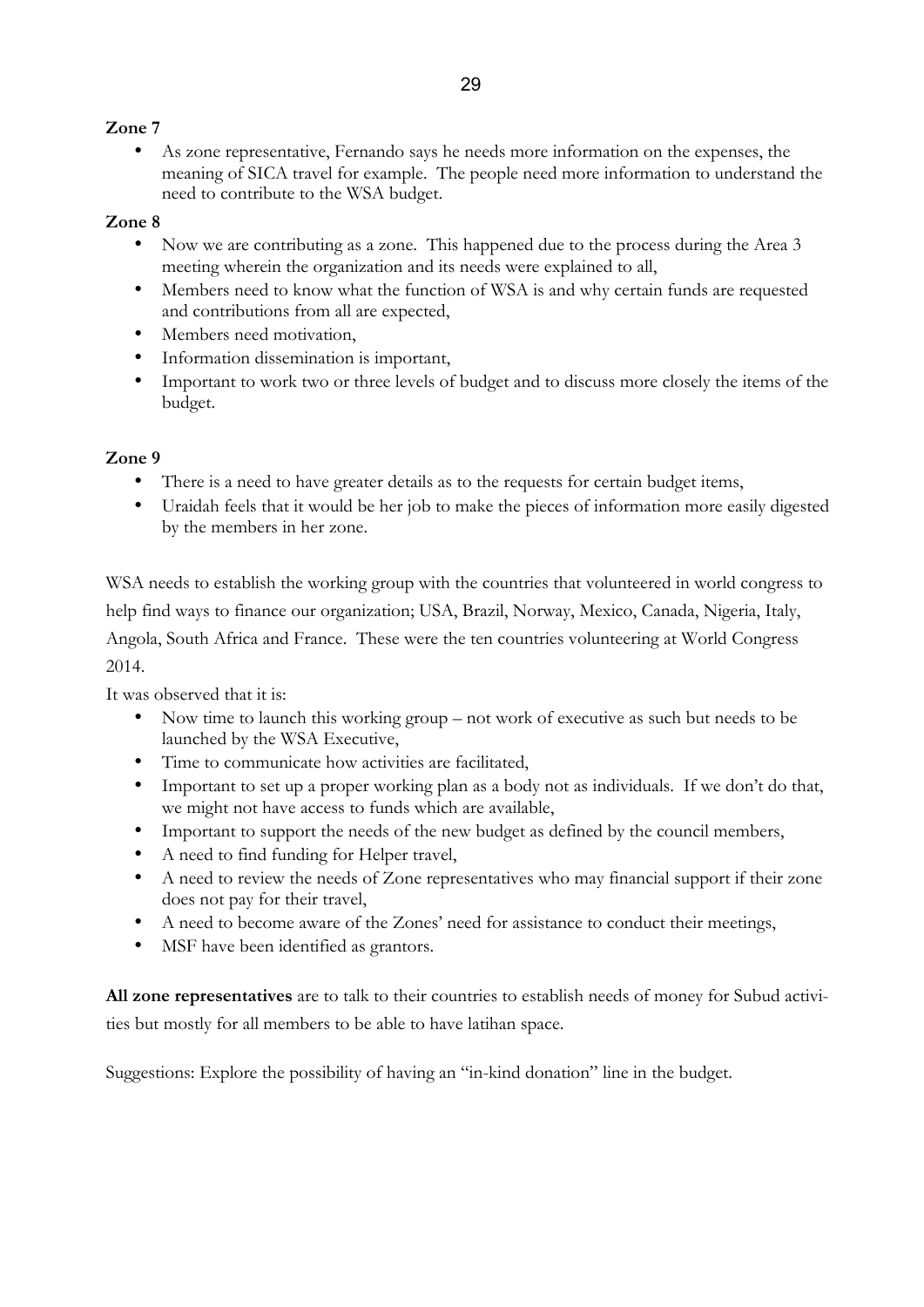**Zone 7**

- As zone representative, Fernando says he needs more information on the expenses, the meaning of SICA travel for example. The people need more information to understand the need to contribute to the WSA budget.

**Zone 8**

- Now we are contributing as a zone. This happened due to the process during the Area 3 meeting wherein the organization and its needs were explained to all,
- Members need to know what the function of WSA is and why certain funds are requested and contributions from all are expected,
- Members need motivation,
- Information dissemination is important,
- Important to work two or three levels of budget and to discuss more closely the items of the budget.

**Zone 9**

- There is a need to have greater details as to the requests for certain budget items,
- Uraidah feels that it would be her job to make the pieces of information more easily digested by the members in her zone.

WSA needs to establish the working group with the countries that volunteered in world congress to help find ways to finance our organization; USA, Brazil, Norway, Mexico, Canada, Nigeria, Italy, Angola, South Africa and France. These were the ten countries volunteering at World Congress 2014.

It was observed that it is:

- Now time to launch this working group – not work of executive as such but needs to be launched by the WSA Executive,
- Time to communicate how activities are facilitated,
- Important to set up a proper working plan as a body not as individuals. If we don't do that, we might not have access to funds which are available,
- Important to support the needs of the new budget as defined by the council members,
- A need to find funding for Helper travel,
- A need to review the needs of Zone representatives who may financial support if their zone does not pay for their travel,
- A need to become aware of the Zones' need for assistance to conduct their meetings,
- MSF have been identified as grantors.

**All zone representatives** are to talk to their countries to establish needs of money for Subud activities but mostly for all members to be able to have latihan space.

Suggestions: Explore the possibility of having an "in-kind donation" line in the budget.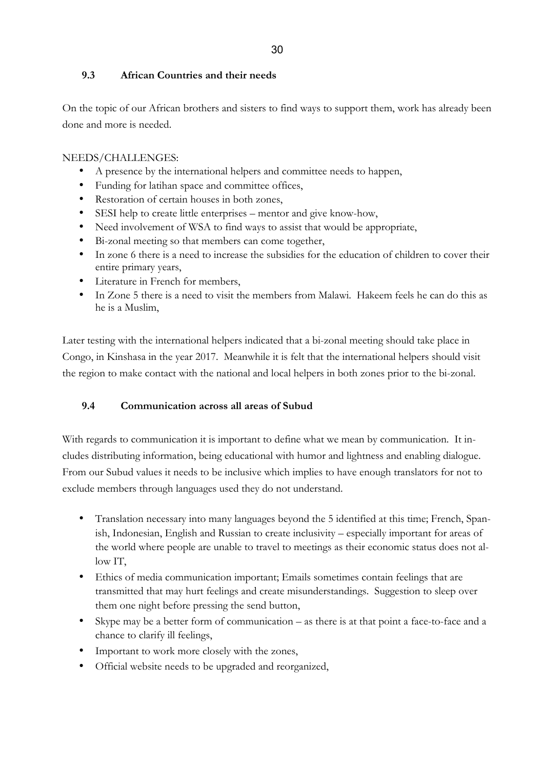### 9.3 African Countries and their needs

On the topic of our African brothers and sisters to find ways to support them, work has already been done and more is needed.

NEEDS/CHALLENGES:

- A presence by the international helpers and committee needs to happen,
- Funding for latihan space and committee offices,
- Restoration of certain houses in both zones,
- SESI help to create little enterprises – mentor and give know-how,
- Need involvement of WSA to find ways to assist that would be appropriate,
- Bi-zonal meeting so that members can come together,
- In zone 6 there is a need to increase the subsidies for the education of children to cover their entire primary years,
- Literature in French for members,
- In Zone 5 there is a need to visit the members from Malawi. Hakeem feels he can do this as he is a Muslim,

Later testing with the international helpers indicated that a bi-zonal meeting should take place in Congo, in Kinshasa in the year 2017. Meanwhile it is felt that the international helpers should visit the region to make contact with the national and local helpers in both zones prior to the bi-zonal.

### 9.4 Communication across all areas of Subud

With regards to communication it is important to define what we mean by communication. It includes distributing information, being educational with humor and lightness and enabling dialogue. From our Subud values it needs to be inclusive which implies to have enough translators for not to exclude members through languages used they do not understand.

- Translation necessary into many languages beyond the 5 identified at this time; French, Spanish, Indonesian, English and Russian to create inclusivity – especially important for areas of the world where people are unable to travel to meetings as their economic status does not allow IT,
- Ethics of media communication important; Emails sometimes contain feelings that are transmitted that may hurt feelings and create misunderstandings. Suggestion to sleep over them one night before pressing the send button,
- Skype may be a better form of communication – as there is at that point a face-to-face and a chance to clarify ill feelings,
- Important to work more closely with the zones,
- Official website needs to be upgraded and reorganized,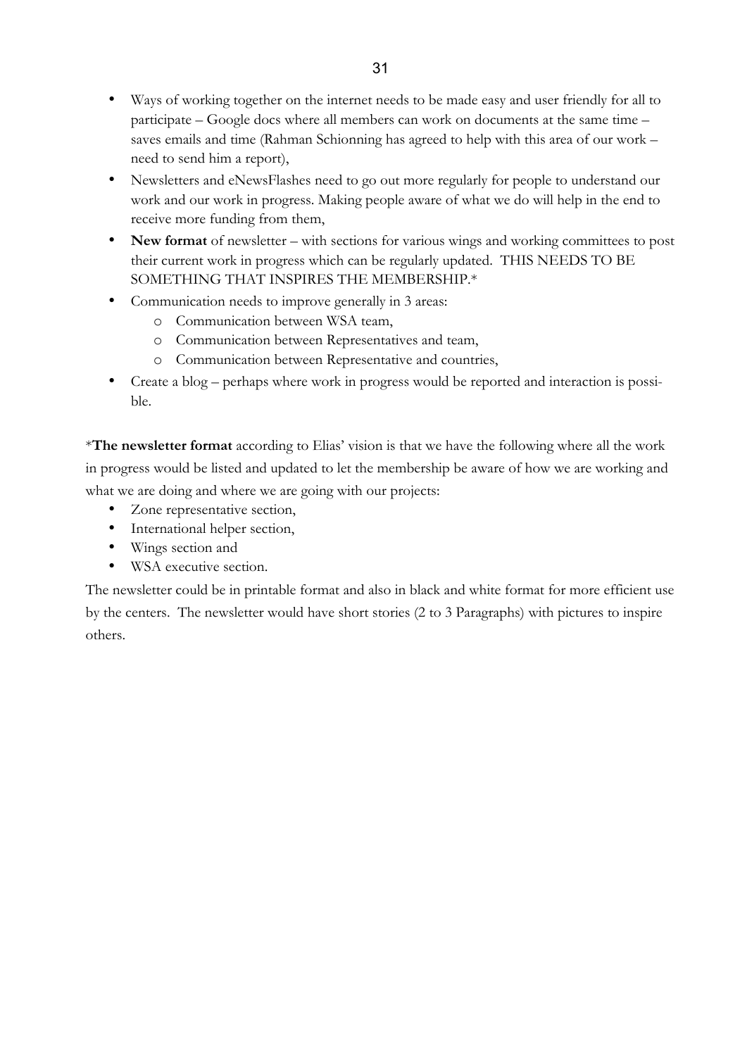- Ways of working together on the internet needs to be made easy and user friendly for all to participate – Google docs where all members can work on documents at the same time – saves emails and time (Rahman Schionning has agreed to help with this area of our work – need to send him a report),
- Newsletters and eNewsFlashes need to go out more regularly for people to understand our work and our work in progress. Making people aware of what we do will help in the end to receive more funding from them,
- **New format** of newsletter – with sections for various wings and working committees to post their current work in progress which can be regularly updated. THIS NEEDS TO BE SOMETHING THAT INSPIRES THE MEMBERSHIP.*
- Communication needs to improve generally in 3 areas:
  - Communication between WSA team,
  - Communication between Representatives and team,
  - Communication between Representative and countries,
- Create a blog – perhaps where work in progress would be reported and interaction is possible.

***The newsletter format** according to Elias' vision is that we have the following where all the work in progress would be listed and updated to let the membership be aware of how we are working and what we are doing and where we are going with our projects:

- Zone representative section,
- International helper section,
- Wings section and
- WSA executive section.

The newsletter could be in printable format and also in black and white format for more efficient use by the centers. The newsletter would have short stories (2 to 3 Paragraphs) with pictures to inspire others.